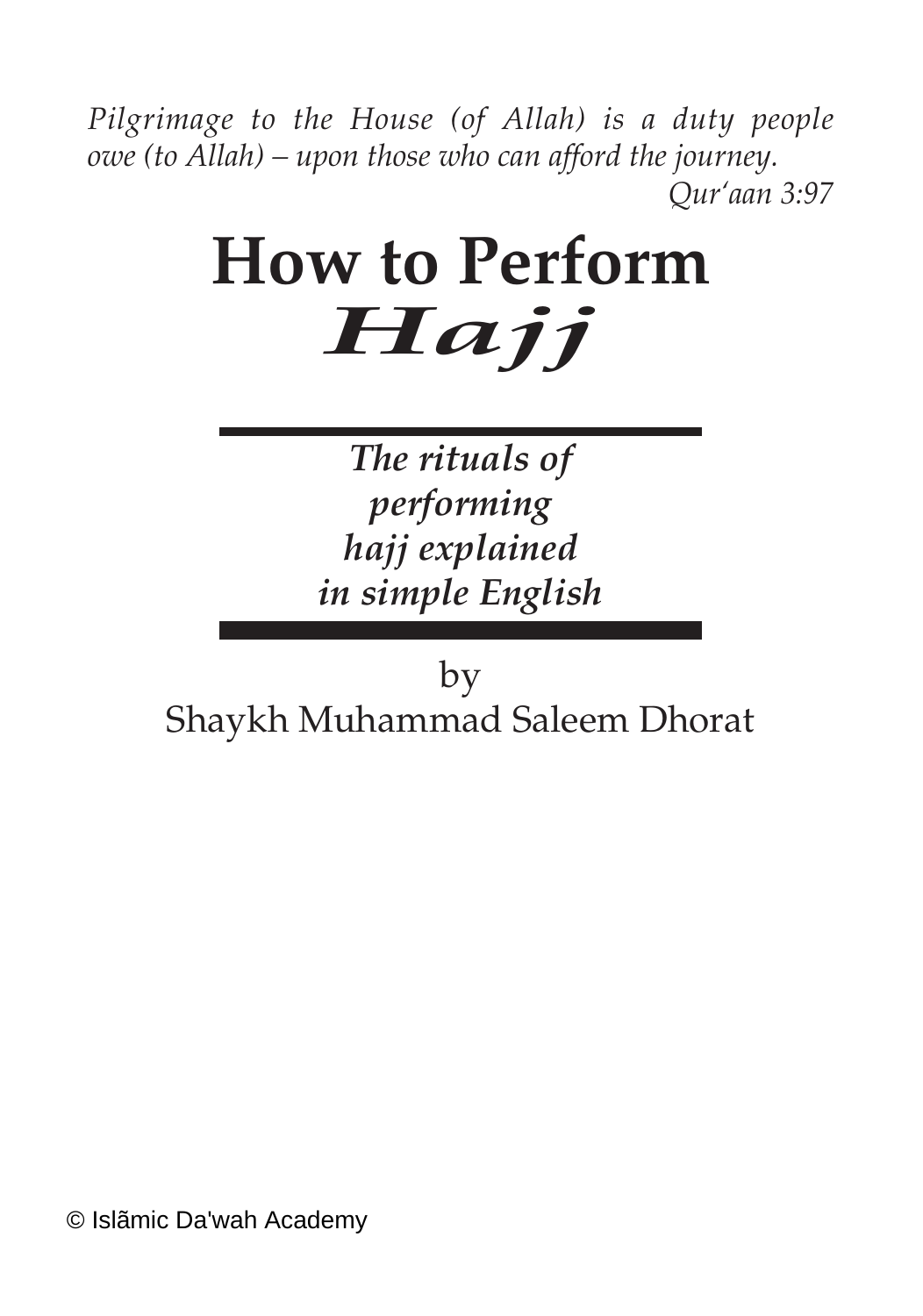*Pilgrimage to the House (of Allah) is a duty people owe (to Allah) – upon those who can afford the journey.*

*Qur'aan 3:97*

# How to Perform *Hajj*

***The rituals of performing hajj explained in simple English***

by

Shaykh Muhammad Saleem Dhorat

© Islãmic Da'wah Academy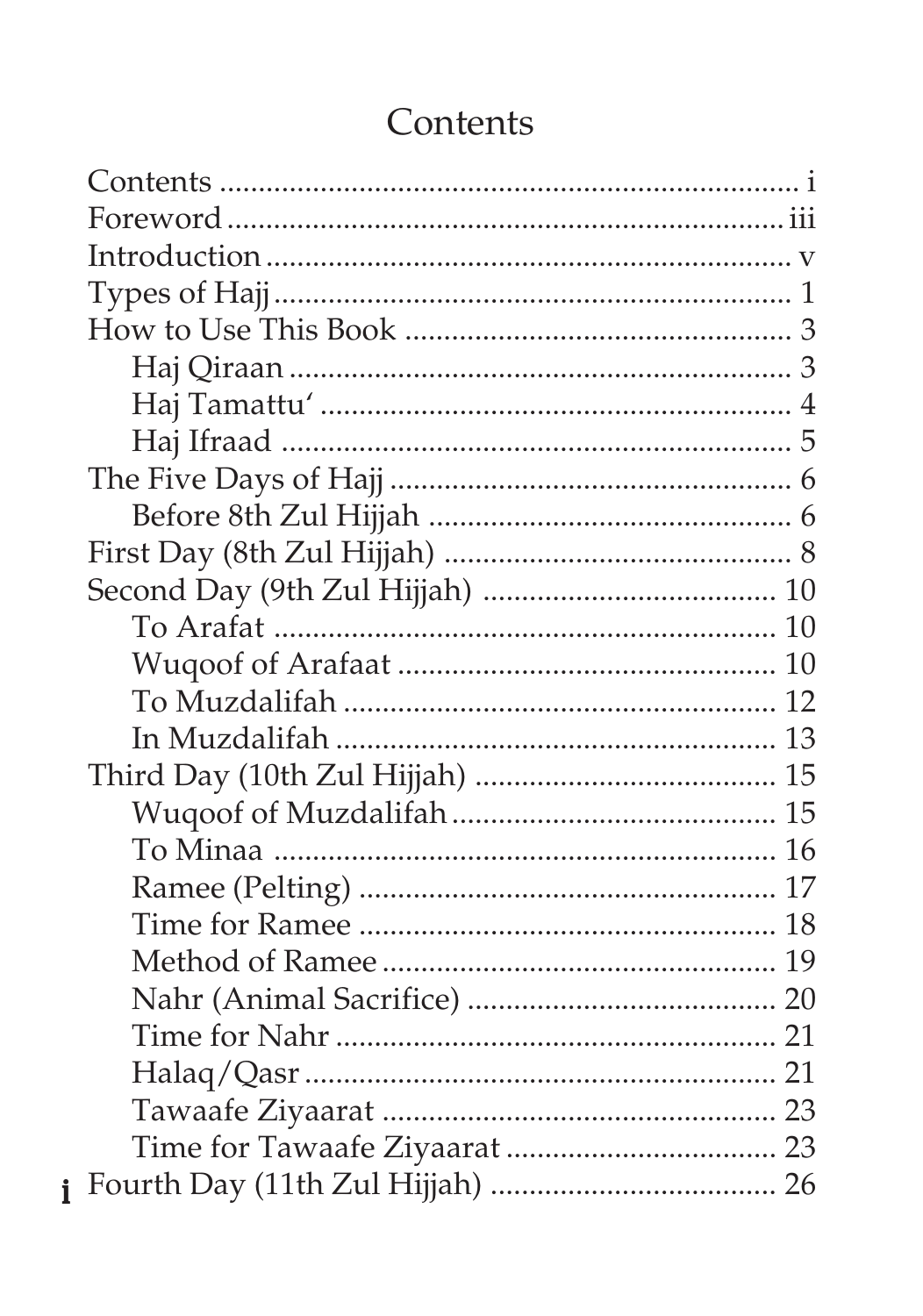# Contents

- Contents ........ i
- Foreword ........ iii
- Introduction ........ v
- Types of Hajj ........ 1
- How to Use This Book ........ 3
    - Haj Qiraan ........ 3
    - Haj Tamattu' ........ 4
    - Haj Ifraad ........ 5
- The Five Days of Hajj ........ 6
    - Before 8th Zul Hijjah ........ 6
- First Day (8th Zul Hijjah) ........ 8
- Second Day (9th Zul Hijjah) ........ 10
    - To Arafat ........ 10
    - Wuqoof of Arafaat ........ 10
    - To Muzdalifah ........ 12
    - In Muzdalifah ........ 13
- Third Day (10th Zul Hijjah) ........ 15
    - Wuqoof of Muzdalifah ........ 15
    - To Minaa ........ 16
    - Ramee (Pelting) ........ 17
    - Time for Ramee ........ 18
    - Method of Ramee ........ 19
    - Nahr (Animal Sacrifice) ........ 20
    - Time for Nahr ........ 21
    - Halaq/Qasr ........ 21
    - Tawaafe Ziyaarat ........ 23
    - Time for Tawaafe Ziyaarat ........ 23
- Fourth Day (11th Zul Hijjah) ........ 26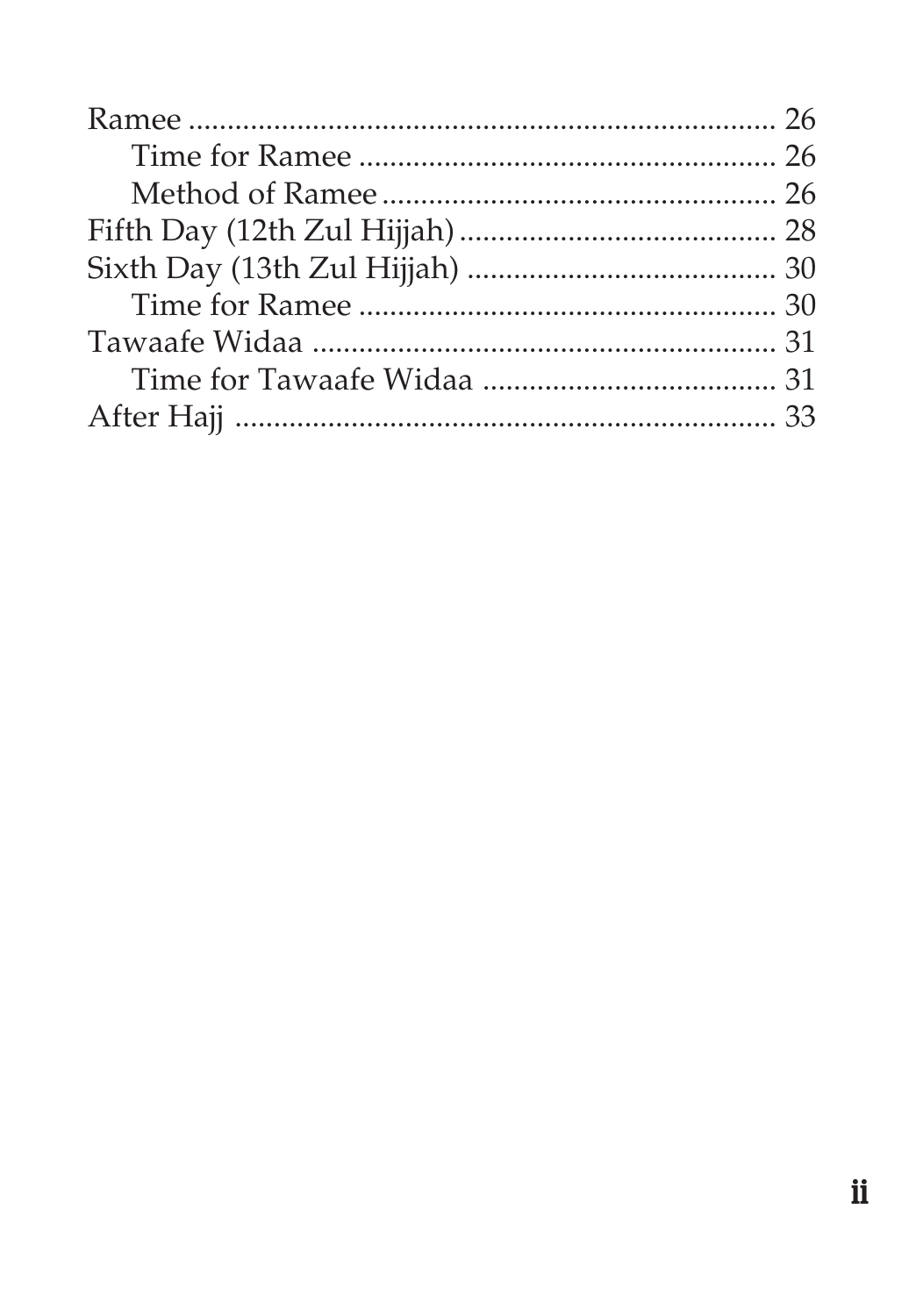Ramee ........................................................................ 26
    Time for Ramee .................................................. 26
    Method of Ramee ................................................ 26
Fifth Day (12th Zul Hijjah) ..................................... 28
Sixth Day (13th Zul Hijjah) ..................................... 30
    Time for Ramee .................................................. 30
Tawaafe Widaa ........................................................ 31
    Time for Tawaafe Widaa ...................................... 31
After Hajj ................................................................ 33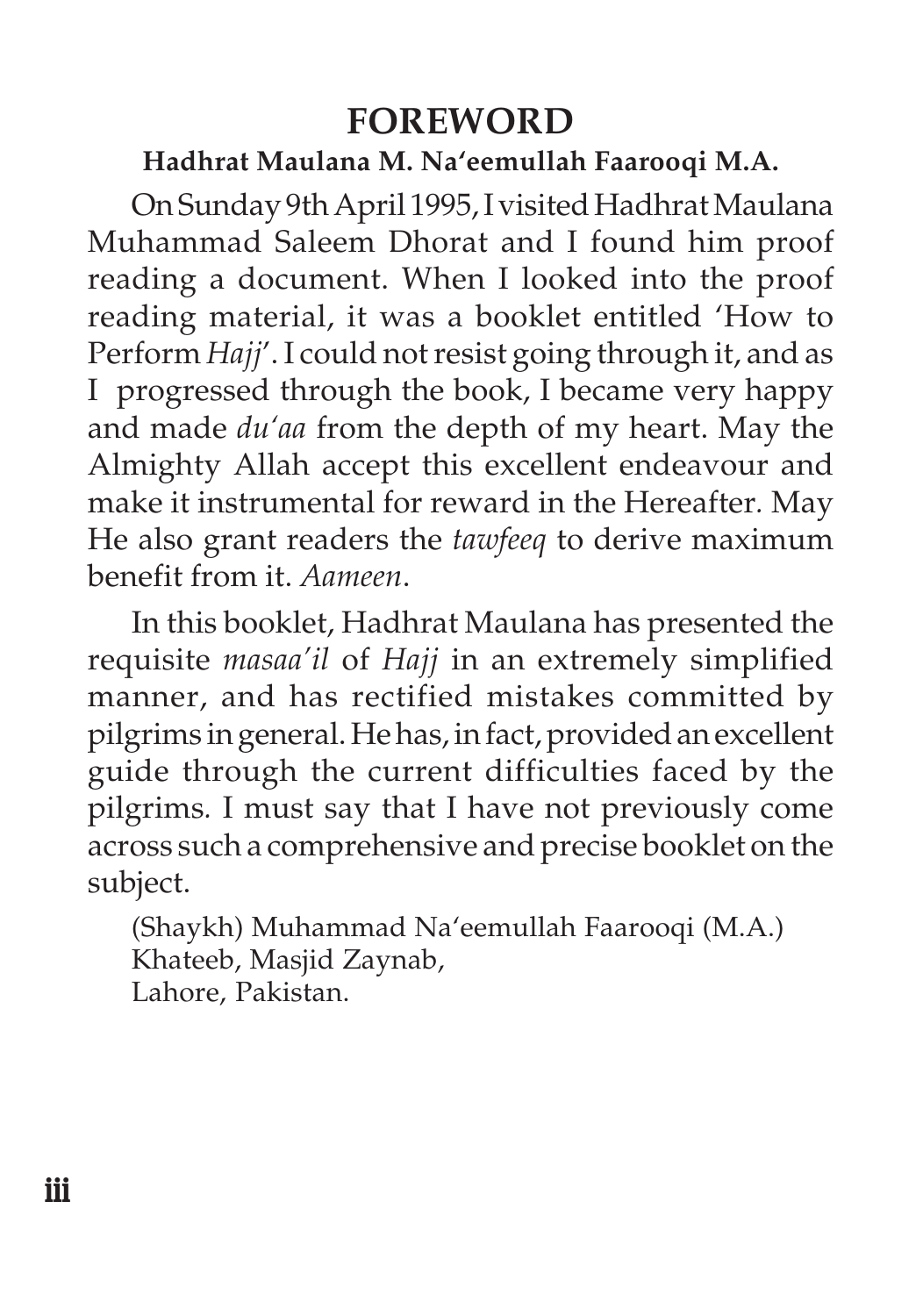# FOREWORD

**Hadhrat Maulana M. Na'eemullah Faarooqi M.A.**

On Sunday 9th April 1995, I visited Hadhrat Maulana Muhammad Saleem Dhorat and I found him proof reading a document. When I looked into the proof reading material, it was a booklet entitled 'How to Perform *Hajj*'. I could not resist going through it, and as I progressed through the book, I became very happy and made *du'aa* from the depth of my heart. May the Almighty Allah accept this excellent endeavour and make it instrumental for reward in the Hereafter. May He also grant readers the *tawfeeq* to derive maximum benefit from it. *Aameen*.

In this booklet, Hadhrat Maulana has presented the requisite *masaa'il* of *Hajj* in an extremely simplified manner, and has rectified mistakes committed by pilgrims in general. He has, in fact, provided an excellent guide through the current difficulties faced by the pilgrims. I must say that I have not previously come across such a comprehensive and precise booklet on the subject.

(Shaykh) Muhammad Na'eemullah Faarooqi (M.A.)
Khateeb, Masjid Zaynab,
Lahore, Pakistan.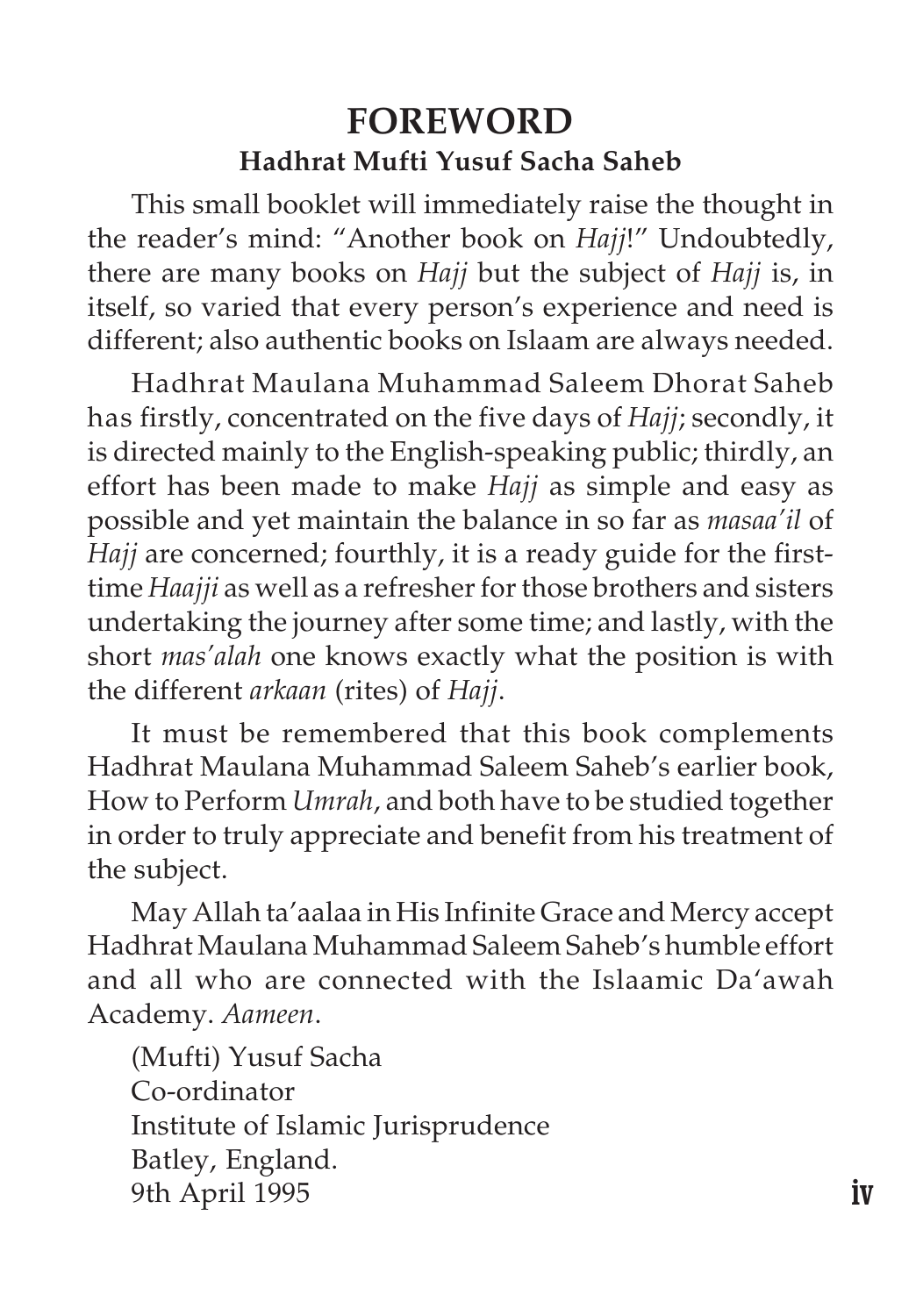# FOREWORD

### Hadhrat Mufti Yusuf Sacha Saheb

This small booklet will immediately raise the thought in the reader's mind: "Another book on *Hajj*!" Undoubtedly, there are many books on *Hajj* but the subject of *Hajj* is, in itself, so varied that every person's experience and need is different; also authentic books on Islaam are always needed.

Hadhrat Maulana Muhammad Saleem Dhorat Saheb has firstly, concentrated on the five days of *Hajj*; secondly, it is directed mainly to the English-speaking public; thirdly, an effort has been made to make *Hajj* as simple and easy as possible and yet maintain the balance in so far as *masaa'il* of *Hajj* are concerned; fourthly, it is a ready guide for the first-time *Haajji* as well as a refresher for those brothers and sisters undertaking the journey after some time; and lastly, with the short *mas'alah* one knows exactly what the position is with the different *arkaan* (rites) of *Hajj*.

It must be remembered that this book complements Hadhrat Maulana Muhammad Saleem Saheb's earlier book, How to Perform *Umrah*, and both have to be studied together in order to truly appreciate and benefit from his treatment of the subject.

May Allah ta'aalaa in His Infinite Grace and Mercy accept Hadhrat Maulana Muhammad Saleem Saheb's humble effort and all who are connected with the Islaamic Da'awah Academy. *Aameen*.

(Mufti) Yusuf Sacha
Co-ordinator
Institute of Islamic Jurisprudence
Batley, England.
9th April 1995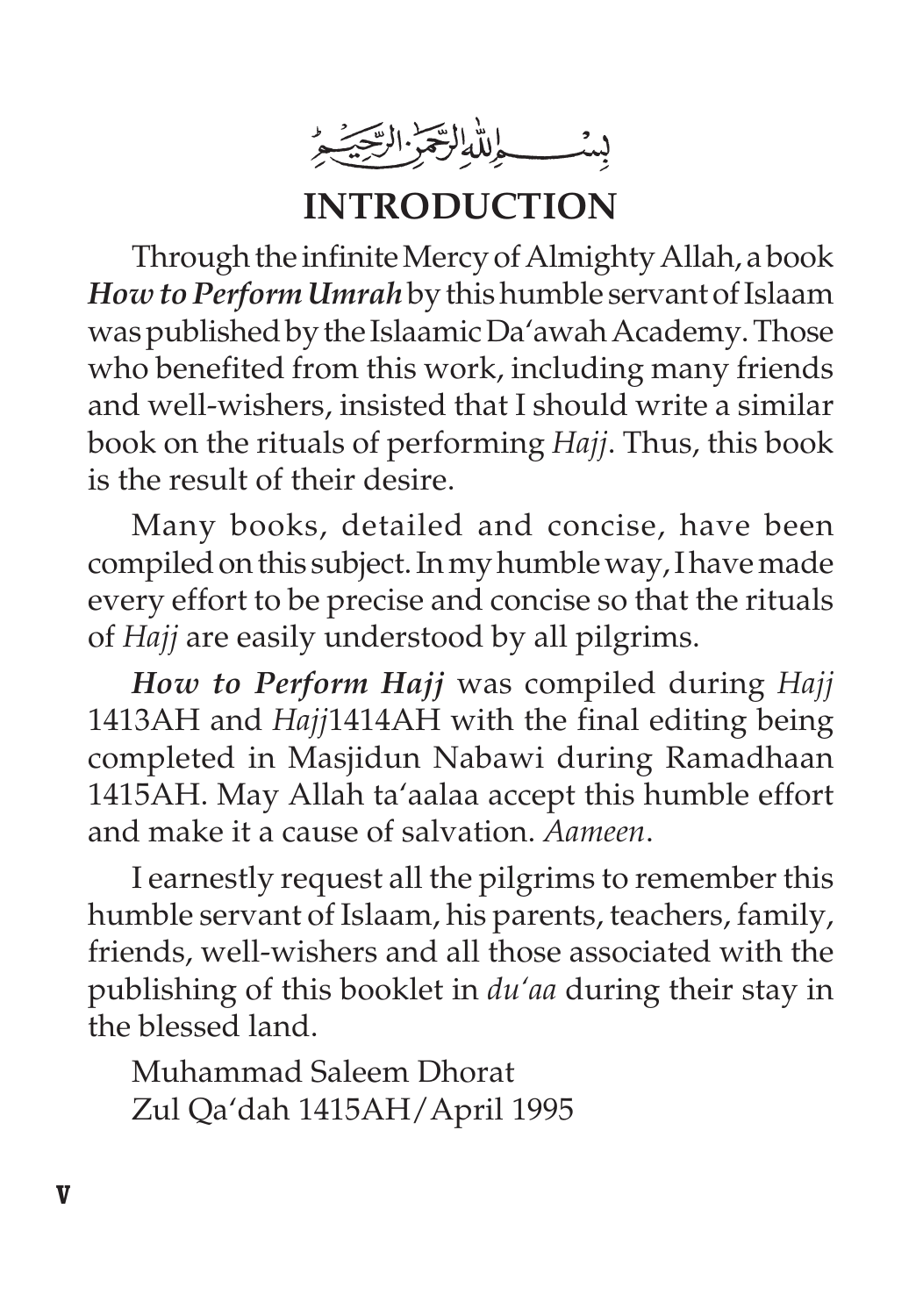بِسْمِ اللّٰهِ الرَّحْمٰنِ الرَّحِيْمِ

# INTRODUCTION

Through the infinite Mercy of Almighty Allah, a book ***How to Perform Umrah*** by this humble servant of Islaam was published by the Islaamic Da'awah Academy. Those who benefited from this work, including many friends and well-wishers, insisted that I should write a similar book on the rituals of performing *Hajj*. Thus, this book is the result of their desire.

Many books, detailed and concise, have been compiled on this subject. In my humble way, I have made every effort to be precise and concise so that the rituals of *Hajj* are easily understood by all pilgrims.

***How to Perform Hajj*** was compiled during *Hajj* 1413AH and *Hajj*1414AH with the final editing being completed in Masjidun Nabawi during Ramadhaan 1415AH. May Allah ta'aalaa accept this humble effort and make it a cause of salvation. *Aameen*.

I earnestly request all the pilgrims to remember this humble servant of Islaam, his parents, teachers, family, friends, well-wishers and all those associated with the publishing of this booklet in *du'aa* during their stay in the blessed land.

Muhammad Saleem Dhorat
Zul Qa'dah 1415AH/April 1995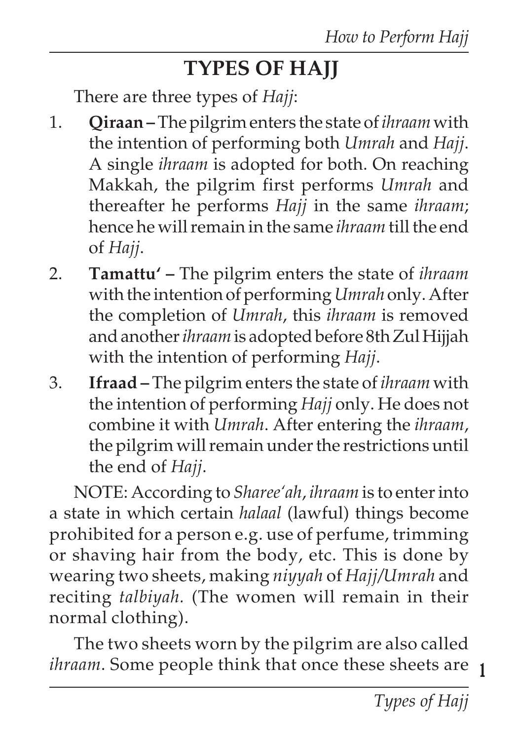# TYPES OF HAJJ

There are three types of *Hajj*:

1. **Qiraan –** The pilgrim enters the state of *ihraam* with the intention of performing both *Umrah* and *Hajj*. A single *ihraam* is adopted for both. On reaching Makkah, the pilgrim first performs *Umrah* and thereafter he performs *Hajj* in the same *ihraam*; hence he will remain in the same *ihraam* till the end of *Hajj*.
2. **Tamattu' –** The pilgrim enters the state of *ihraam* with the intention of performing *Umrah* only. After the completion of *Umrah*, this *ihraam* is removed and another *ihraam* is adopted before 8th Zul Hijjah with the intention of performing *Hajj*.
3. **Ifraad –** The pilgrim enters the state of *ihraam* with the intention of performing *Hajj* only. He does not combine it with *Umrah*. After entering the *ihraam*, the pilgrim will remain under the restrictions until the end of *Hajj*.

NOTE: According to *Sharee'ah*, *ihraam* is to enter into a state in which certain *halaal* (lawful) things become prohibited for a person e.g. use of perfume, trimming or shaving hair from the body, etc. This is done by wearing two sheets, making *niyyah* of *Hajj/Umrah* and reciting *talbiyah.* (The women will remain in their normal clothing).

The two sheets worn by the pilgrim are also called *ihraam*. Some people think that once these sheets are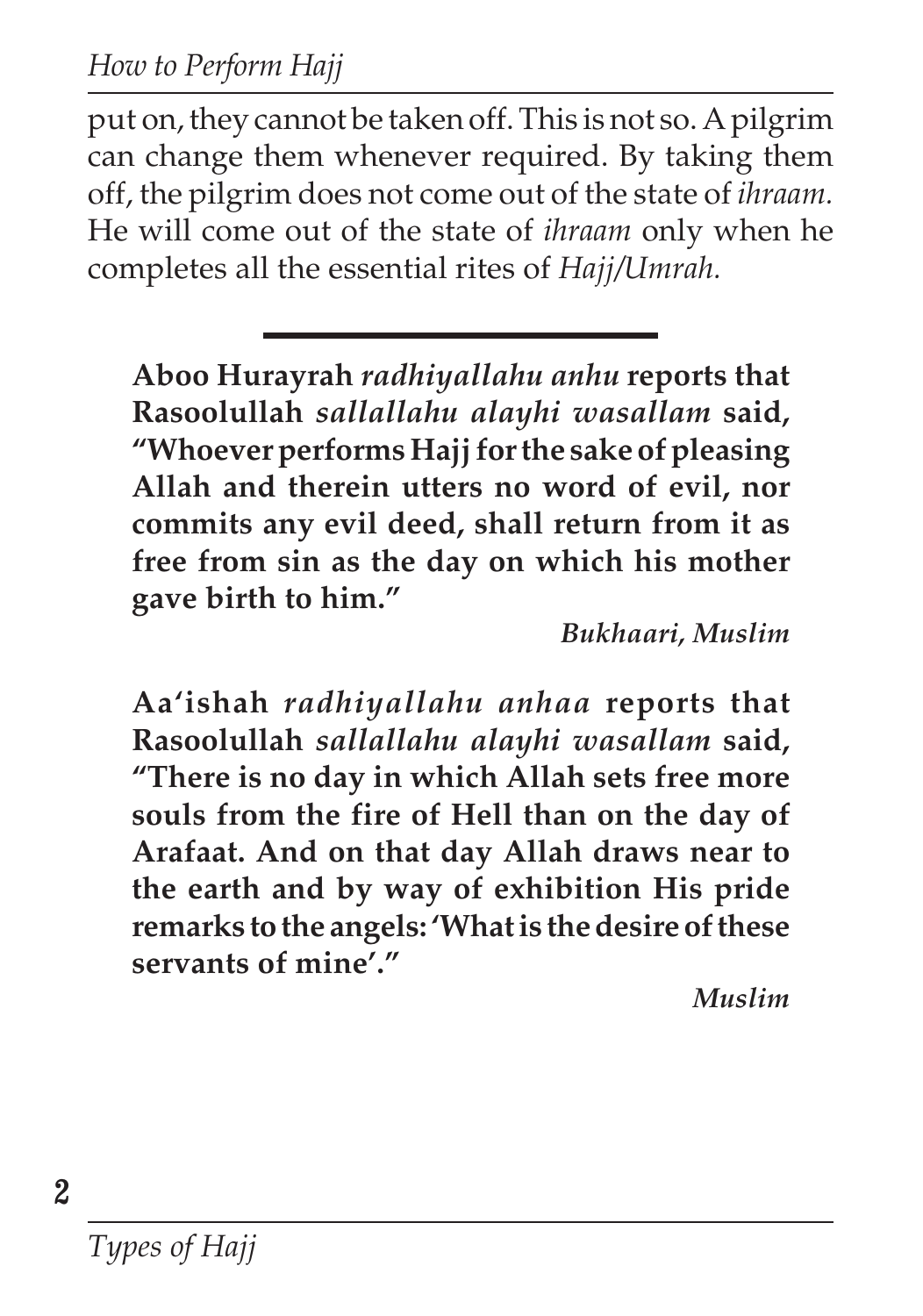put on, they cannot be taken off. This is not so. A pilgrim can change them whenever required. By taking them off, the pilgrim does not come out of the state of *ihraam.* He will come out of the state of *ihraam* only when he completes all the essential rites of *Hajj/Umrah.*

---

**Aboo Hurayrah *radhiyallahu anhu* reports that Rasoolullah *sallallahu alayhi wasallam* said, "Whoever performs Hajj for the sake of pleasing Allah and therein utters no word of evil, nor commits any evil deed, shall return from it as free from sin as the day on which his mother gave birth to him."**

***Bukhaari, Muslim***

**Aa'ishah *radhiyallahu anhaa* reports that Rasoolullah *sallallahu alayhi wasallam* said, "There is no day in which Allah sets free more souls from the fire of Hell than on the day of Arafaat. And on that day Allah draws near to the earth and by way of exhibition His pride remarks to the angels: 'What is the desire of these servants of mine'."**

***Muslim***

## Types of Hajj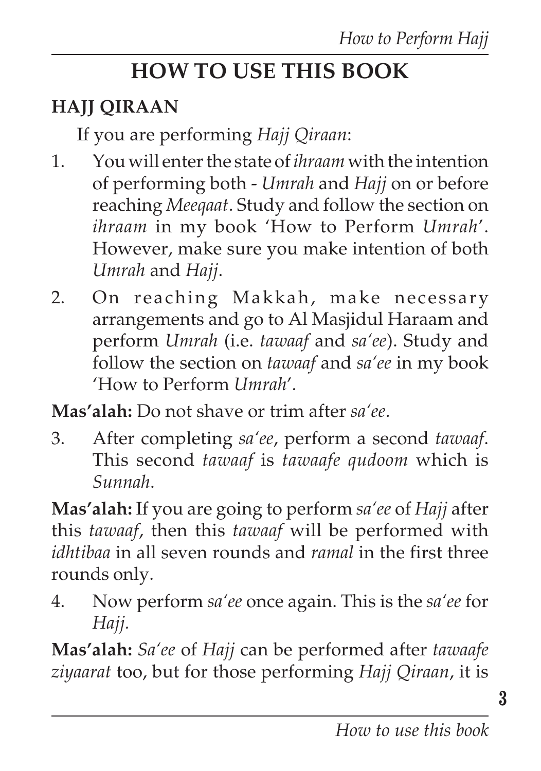# HOW TO USE THIS BOOK

## HAJJ QIRAAN

If you are performing *Hajj Qiraan*:

1. You will enter the state of *ihraam* with the intention of performing both - *Umrah* and *Hajj* on or before reaching *Meeqaat*. Study and follow the section on *ihraam* in my book 'How to Perform *Umrah*'. However, make sure you make intention of both *Umrah* and *Hajj*.

2. On reaching Makkah, make necessary arrangements and go to Al Masjidul Haraam and perform *Umrah* (i.e. *tawaaf* and *sa'ee*). Study and follow the section on *tawaaf* and *sa'ee* in my book 'How to Perform *Umrah*'.

**Mas'alah:** Do not shave or trim after *sa'ee*.

3. After completing *sa'ee*, perform a second *tawaaf*. This second *tawaaf* is *tawaafe qudoom* which is *Sunnah*.

**Mas'alah:** If you are going to perform *sa'ee* of *Hajj* after this *tawaaf*, then this *tawaaf* will be performed with *idhtibaa* in all seven rounds and *ramal* in the first three rounds only.

4. Now perform *sa'ee* once again. This is the *sa'ee* for *Hajj*.

**Mas'alah:** *Sa'ee* of *Hajj* can be performed after *tawaafe ziyaarat* too, but for those performing *Hajj Qiraan*, it is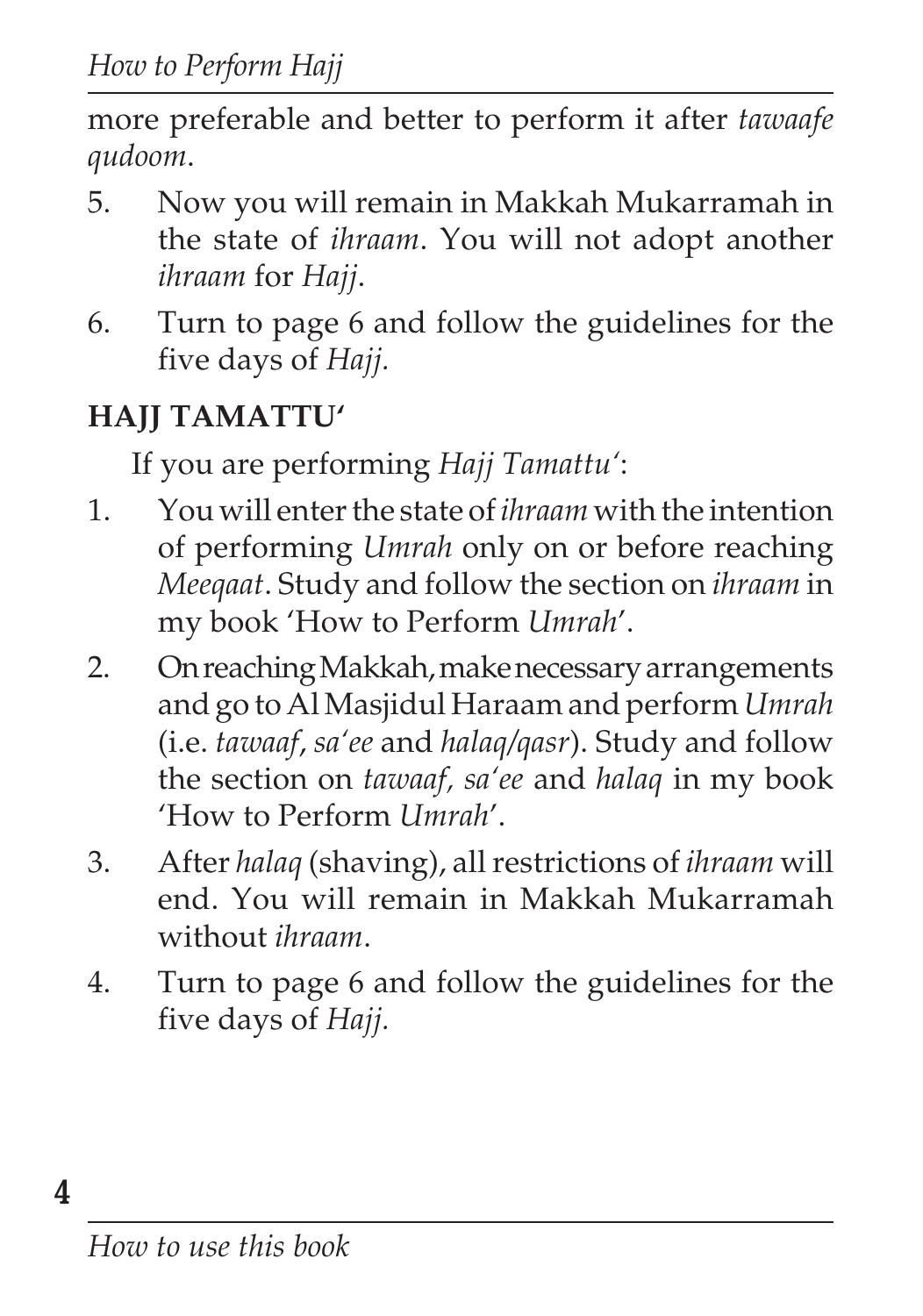more preferable and better to perform it after *tawaafe qudoom*.

5. Now you will remain in Makkah Mukarramah in the state of *ihraam*. You will not adopt another *ihraam* for *Hajj*.
6. Turn to page 6 and follow the guidelines for the five days of *Hajj.*

**HAJJ TAMATTU'**

If you are performing *Hajj Tamattu'*:

1. You will enter the state of *ihraam* with the intention of performing *Umrah* only on or before reaching *Meeqaat*. Study and follow the section on *ihraam* in my book 'How to Perform *Umrah*'.
2. On reaching Makkah, make necessary arrangements and go to Al Masjidul Haraam and perform *Umrah* (i.e. *tawaaf*, *sa'ee* and *halaq/qasr*). Study and follow the section on *tawaaf, sa'ee* and *halaq* in my book 'How to Perform *Umrah*'.
3. After *halaq* (shaving), all restrictions of *ihraam* will end. You will remain in Makkah Mukarramah without *ihraam*.
4. Turn to page 6 and follow the guidelines for the five days of *Hajj.*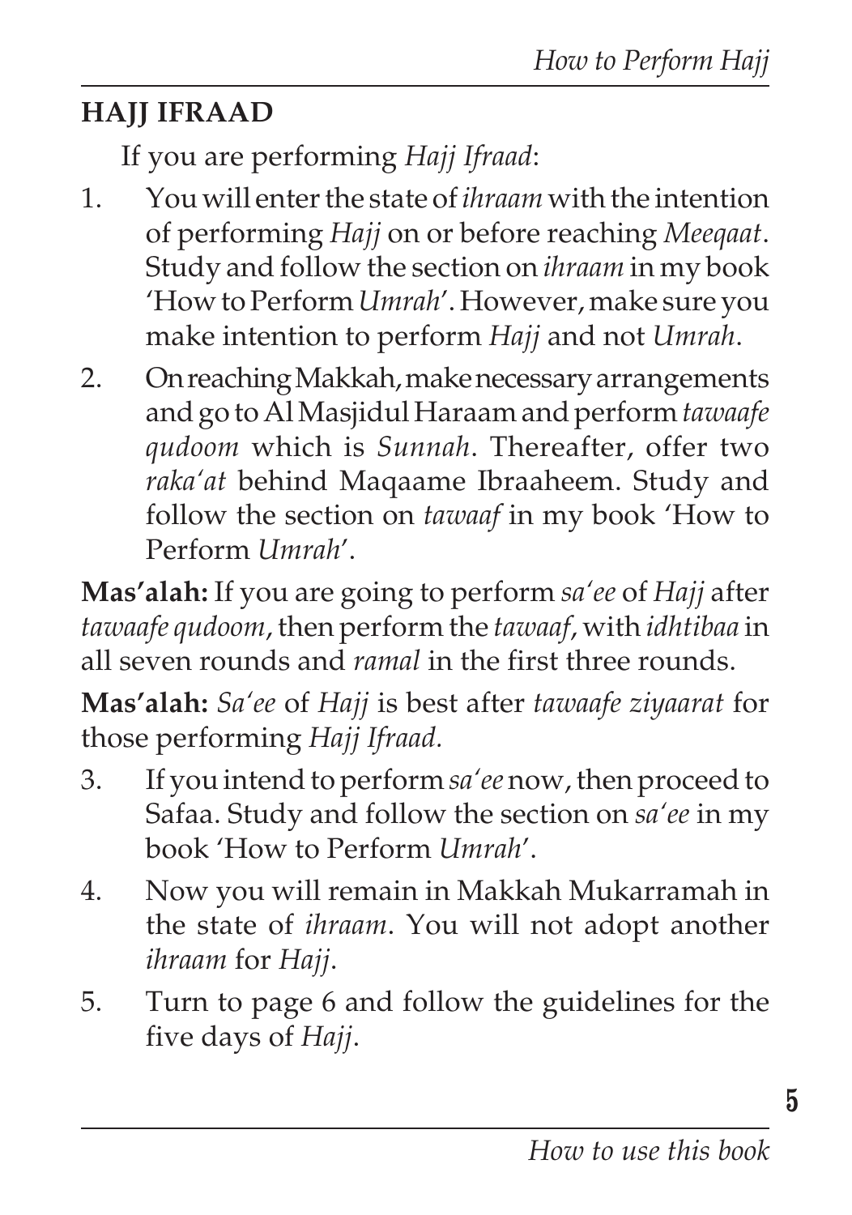## HAJJ IFRAAD

If you are performing *Hajj Ifraad*:

1. You will enter the state of *ihraam* with the intention of performing *Hajj* on or before reaching *Meeqaat*. Study and follow the section on *ihraam* in my book 'How to Perform *Umrah*'. However, make sure you make intention to perform *Hajj* and not *Umrah*.
2. On reaching Makkah, make necessary arrangements and go to Al Masjidul Haraam and perform *tawaafe qudoom* which is *Sunnah*. Thereafter, offer two *raka'at* behind Maqaame Ibraaheem. Study and follow the section on *tawaaf* in my book 'How to Perform *Umrah*'.

**Mas'alah:** If you are going to perform *sa'ee* of *Hajj* after *tawaafe qudoom*, then perform the *tawaaf*, with *idhtibaa* in all seven rounds and *ramal* in the first three rounds.

**Mas'alah:** *Sa'ee* of *Hajj* is best after *tawaafe ziyaarat* for those performing *Hajj Ifraad.*

3. If you intend to perform *sa'ee* now, then proceed to Safaa. Study and follow the section on *sa'ee* in my book 'How to Perform *Umrah*'.
4. Now you will remain in Makkah Mukarramah in the state of *ihraam*. You will not adopt another *ihraam* for *Hajj*.
5. Turn to page 6 and follow the guidelines for the five days of *Hajj*.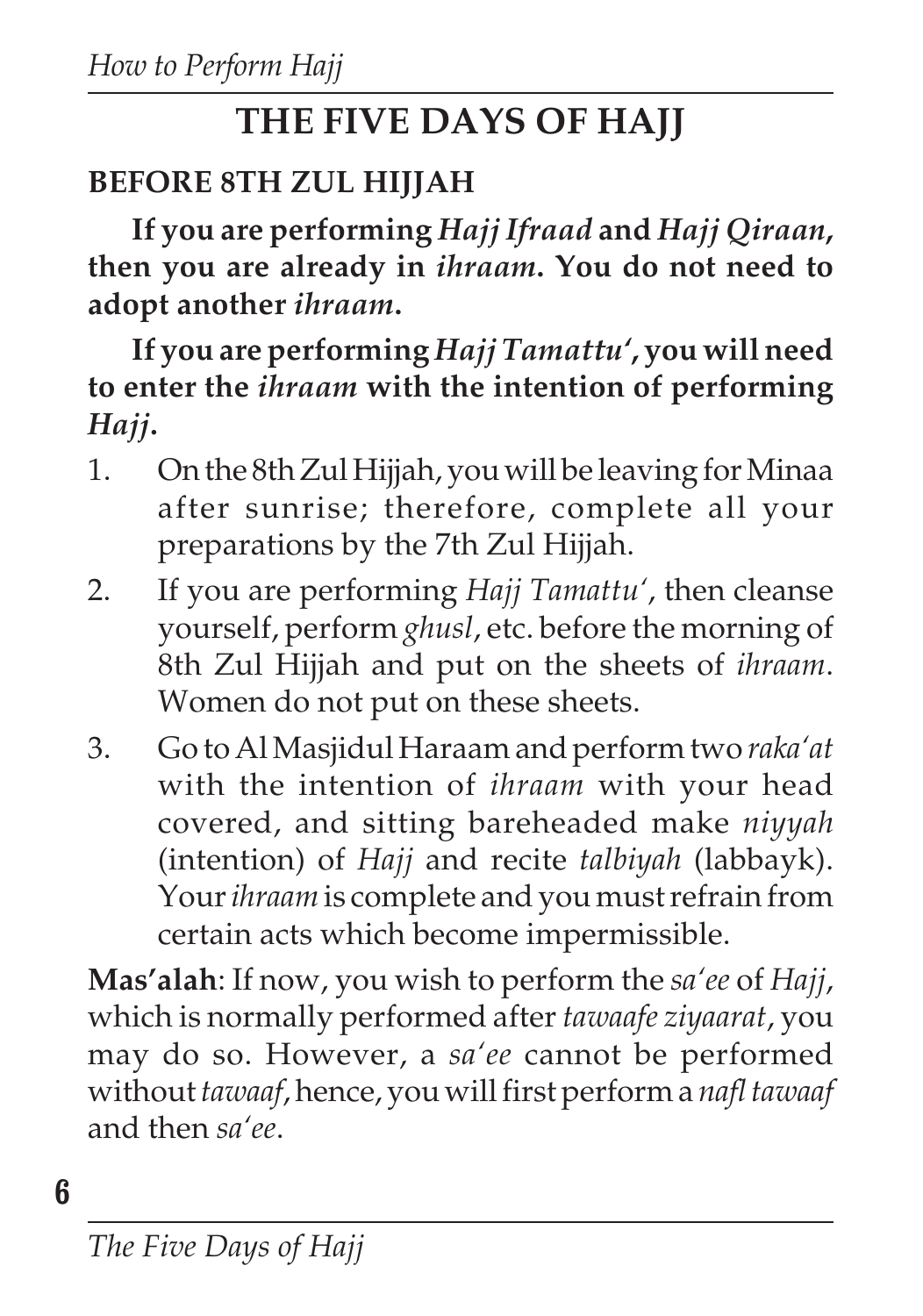# THE FIVE DAYS OF HAJJ

## BEFORE 8TH ZUL HIJJAH

**If you are performing *Hajj Ifraad* and *Hajj Qiraan*, then you are already in *ihraam*. You do not need to adopt another *ihraam*.**

**If you are performing *Hajj Tamattu'*, you will need to enter the *ihraam* with the intention of performing *Hajj*.**

1. On the 8th Zul Hijjah, you will be leaving for Minaa after sunrise; therefore, complete all your preparations by the 7th Zul Hijjah.
2. If you are performing *Hajj Tamattu'*, then cleanse yourself, perform *ghusl*, etc. before the morning of 8th Zul Hijjah and put on the sheets of *ihraam*. Women do not put on these sheets.
3. Go to Al Masjidul Haraam and perform two *raka'at* with the intention of *ihraam* with your head covered, and sitting bareheaded make *niyyah* (intention) of *Hajj* and recite *talbiyah* (labbayk). Your *ihraam* is complete and you must refrain from certain acts which become impermissible.

**Mas'alah**: If now, you wish to perform the *sa'ee* of *Hajj*, which is normally performed after *tawaafe ziyaarat*, you may do so. However, a *sa'ee* cannot be performed without *tawaaf*, hence, you will first perform a *nafl tawaaf* and then *sa'ee*.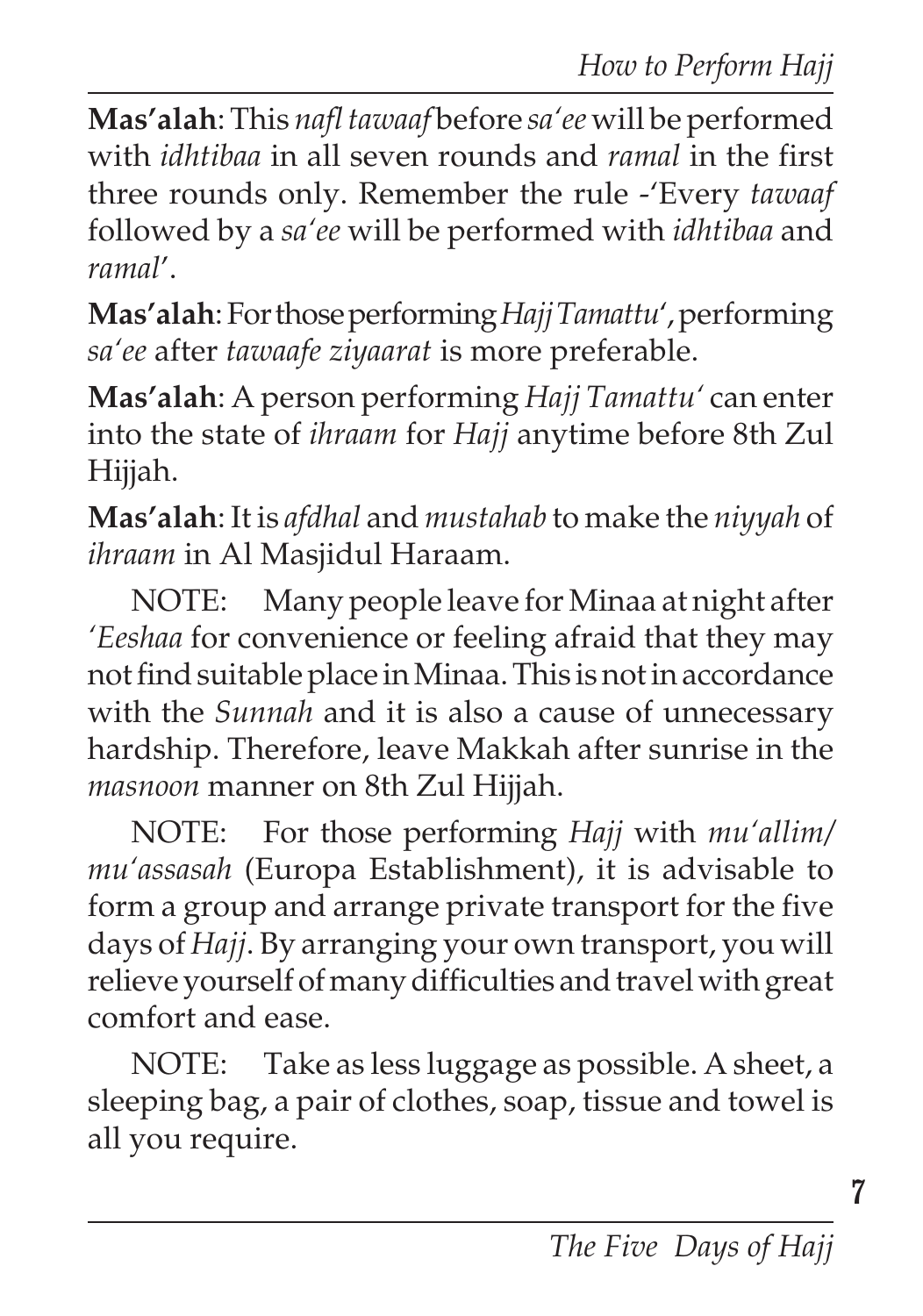**Mas'alah**: This *nafl tawaaf* before *sa'ee* will be performed with *idhtibaa* in all seven rounds and *ramal* in the first three rounds only. Remember the rule -'Every *tawaaf* followed by a *sa'ee* will be performed with *idhtibaa* and *ramal*'.

**Mas'alah**: For those performing *Hajj Tamattu'*, performing *sa'ee* after *tawaafe ziyaarat* is more preferable.

**Mas'alah**: A person performing *Hajj Tamattu'* can enter into the state of *ihraam* for *Hajj* anytime before 8th Zul Hijjah.

**Mas'alah**: It is *afdhal* and *mustahab* to make the *niyyah* of *ihraam* in Al Masjidul Haraam.

NOTE: Many people leave for Minaa at night after *'Eeshaa* for convenience or feeling afraid that they may not find suitable place in Minaa. This is not in accordance with the *Sunnah* and it is also a cause of unnecessary hardship. Therefore, leave Makkah after sunrise in the *masnoon* manner on 8th Zul Hijjah.

NOTE: For those performing *Hajj* with *mu'allim/mu'assasah* (Europa Establishment), it is advisable to form a group and arrange private transport for the five days of *Hajj*. By arranging your own transport, you will relieve yourself of many difficulties and travel with great comfort and ease.

NOTE: Take as less luggage as possible. A sheet, a sleeping bag, a pair of clothes, soap, tissue and towel is all you require.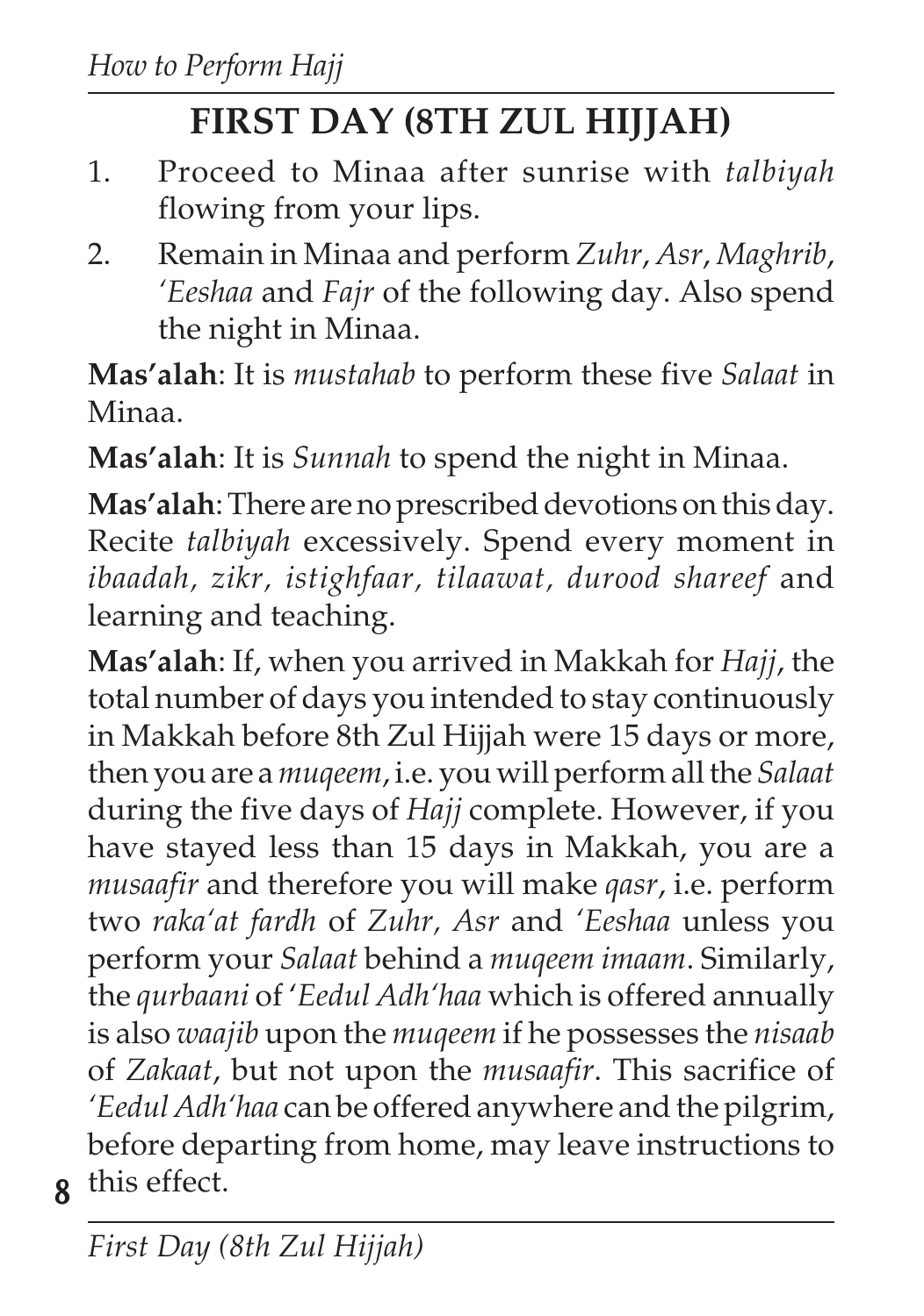## FIRST DAY (8TH ZUL HIJJAH)

1. Proceed to Minaa after sunrise with *talbiyah* flowing from your lips.
2. Remain in Minaa and perform *Zuhr*, *Asr*, *Maghrib*, *'Eeshaa* and *Fajr* of the following day. Also spend the night in Minaa.

**Mas'alah**: It is *mustahab* to perform these five *Salaat* in Minaa.

**Mas'alah**: It is *Sunnah* to spend the night in Minaa.

**Mas'alah**: There are no prescribed devotions on this day. Recite *talbiyah* excessively. Spend every moment in *ibaadah, zikr, istighfaar, tilaawat, durood shareef* and learning and teaching.

**Mas'alah**: If, when you arrived in Makkah for *Hajj*, the total number of days you intended to stay continuously in Makkah before 8th Zul Hijjah were 15 days or more, then you are a *muqeem*, i.e. you will perform all the *Salaat* during the five days of *Hajj* complete. However, if you have stayed less than 15 days in Makkah, you are a *musaafir* and therefore you will make *qasr*, i.e. perform two *raka'at fardh* of *Zuhr, Asr* and *'Eeshaa* unless you perform your *Salaat* behind a *muqeem imaam*. Similarly, the *qurbaani* of *'Eedul Adh'haa* which is offered annually is also *waajib* upon the *muqeem* if he possesses the *nisaab* of *Zakaat*, but not upon the *musaafir*. This sacrifice of *'Eedul Adh'haa* can be offered anywhere and the pilgrim, before departing from home, may leave instructions to this effect.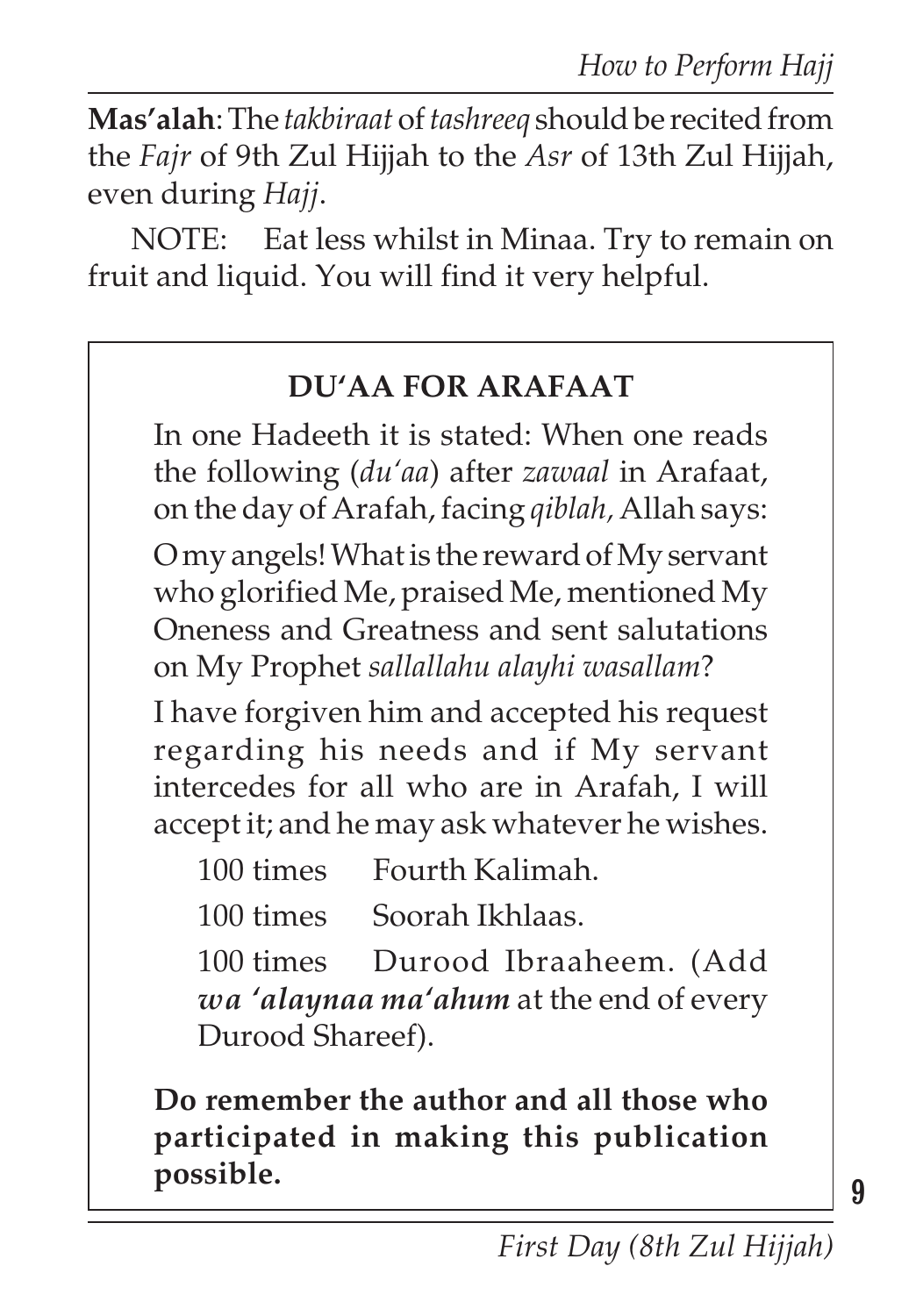**Mas'alah**: The *takbiraat* of *tashreeq* should be recited from the *Fajr* of 9th Zul Hijjah to the *Asr* of 13th Zul Hijjah, even during *Hajj*.

NOTE: Eat less whilst in Minaa. Try to remain on fruit and liquid. You will find it very helpful.

### DU'AA FOR ARAFAAT

In one Hadeeth it is stated: When one reads the following (*du'aa*) after *zawaal* in Arafaat, on the day of Arafah, facing *qiblah,* Allah says:

O my angels! What is the reward of My servant who glorified Me, praised Me, mentioned My Oneness and Greatness and sent salutations on My Prophet *sallallahu alayhi wasallam*?

I have forgiven him and accepted his request regarding his needs and if My servant intercedes for all who are in Arafah, I will accept it; and he may ask whatever he wishes.

100 times Fourth Kalimah.

100 times Soorah Ikhlaas.

100 times Durood Ibraaheem. (Add ***wa 'alaynaa ma'ahum*** at the end of every Durood Shareef).

**Do remember the author and all those who participated in making this publication possible.**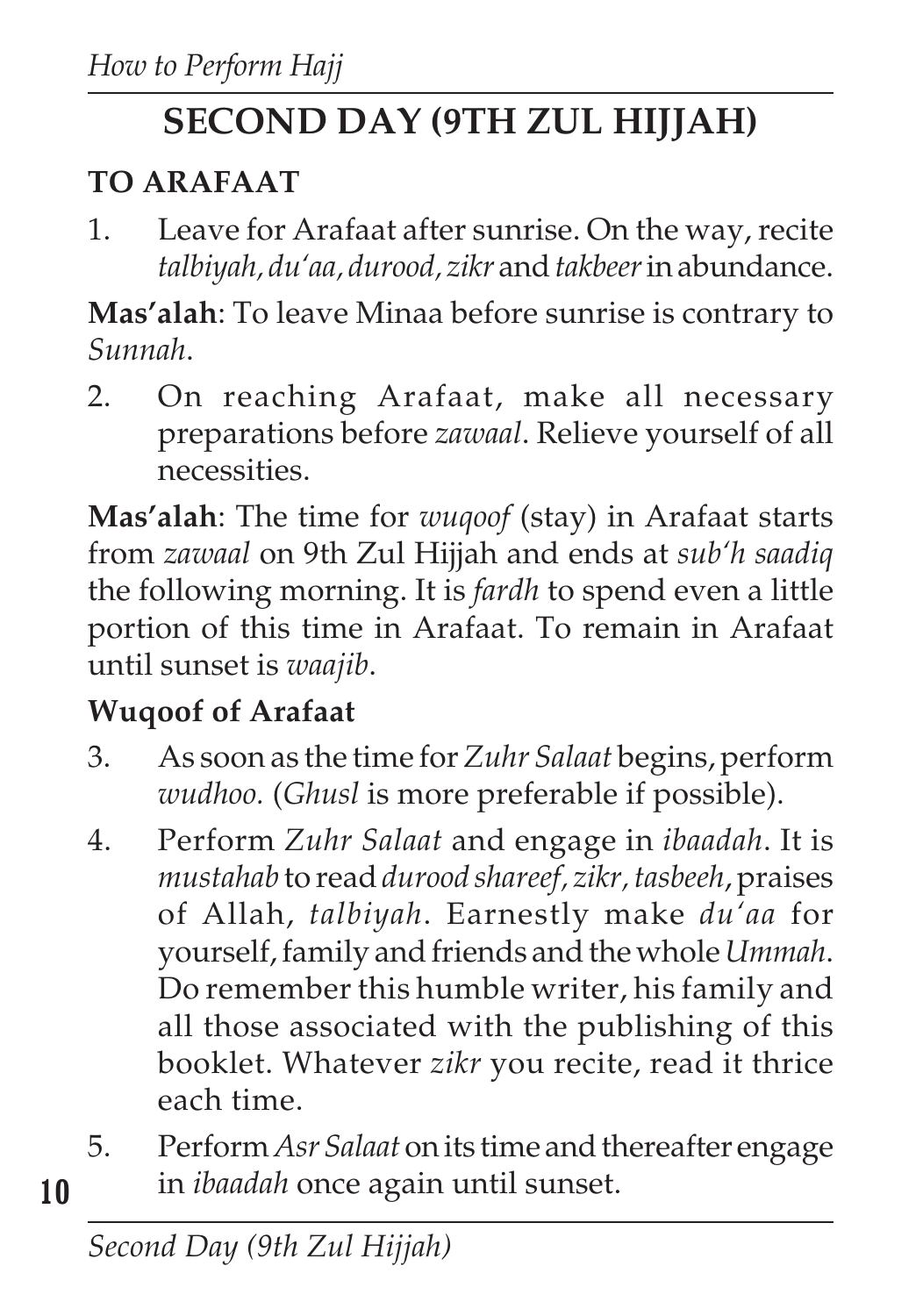# SECOND DAY (9TH ZUL HIJJAH)

## TO ARAFAAT

1. Leave for Arafaat after sunrise. On the way, recite *talbiyah*, *du'aa*, *durood*, *zikr* and *takbeer* in abundance.

**Mas'alah**: To leave Minaa before sunrise is contrary to *Sunnah*.

2. On reaching Arafaat, make all necessary preparations before *zawaal*. Relieve yourself of all necessities.

**Mas'alah**: The time for *wuqoof* (stay) in Arafaat starts from *zawaal* on 9th Zul Hijjah and ends at *sub'h saadiq* the following morning. It is *fardh* to spend even a little portion of this time in Arafaat. To remain in Arafaat until sunset is *waajib*.

### Wuqoof of Arafaat

3. As soon as the time for *Zuhr Salaat* begins, perform *wudhoo*. (*Ghusl* is more preferable if possible).
4. Perform *Zuhr Salaat* and engage in *ibaadah*. It is *mustahab* to read *durood shareef*, *zikr*, *tasbeeh*, praises of Allah, *talbiyah*. Earnestly make *du'aa* for yourself, family and friends and the whole *Ummah*. Do remember this humble writer, his family and all those associated with the publishing of this booklet. Whatever *zikr* you recite, read it thrice each time.
5. Perform *Asr Salaat* on its time and thereafter engage in *ibaadah* once again until sunset.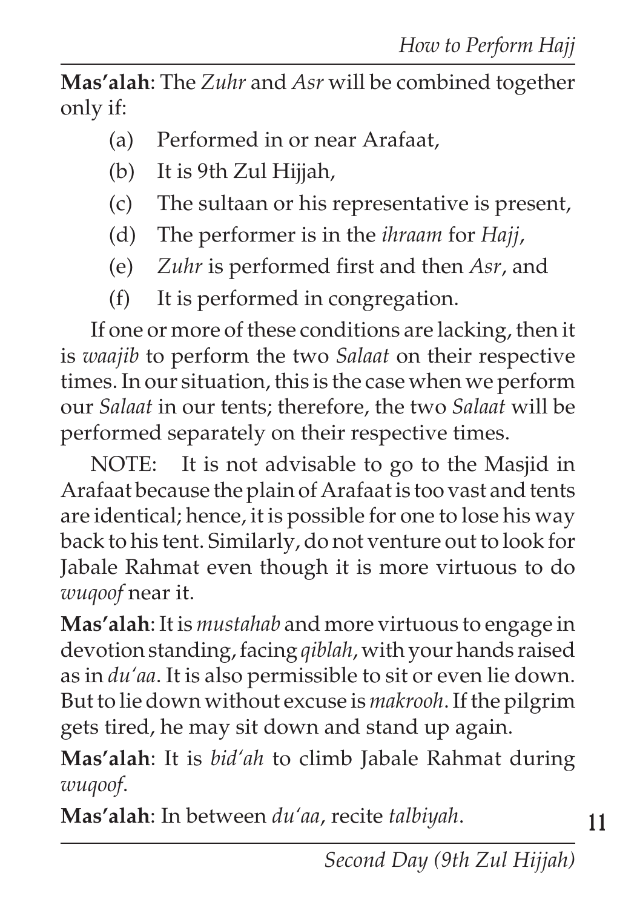**Mas'alah**: The *Zuhr* and *Asr* will be combined together only if:

(a) Performed in or near Arafaat,

(b) It is 9th Zul Hijjah,

(c) The sultaan or his representative is present,

(d) The performer is in the *ihraam* for *Hajj*,

(e) *Zuhr* is performed first and then *Asr*, and

(f) It is performed in congregation.

If one or more of these conditions are lacking, then it is *waajib* to perform the two *Salaat* on their respective times. In our situation, this is the case when we perform our *Salaat* in our tents; therefore, the two *Salaat* will be performed separately on their respective times.

NOTE: It is not advisable to go to the Masjid in Arafaat because the plain of Arafaat is too vast and tents are identical; hence, it is possible for one to lose his way back to his tent. Similarly, do not venture out to look for Jabale Rahmat even though it is more virtuous to do *wuqoof* near it.

**Mas'alah**: It is *mustahab* and more virtuous to engage in devotion standing, facing *qiblah*, with your hands raised as in *du'aa*. It is also permissible to sit or even lie down. But to lie down without excuse is *makrooh*. If the pilgrim gets tired, he may sit down and stand up again.

**Mas'alah**: It is *bid'ah* to climb Jabale Rahmat during *wuqoof*.

**Mas'alah**: In between *du'aa*, recite *talbiyah*.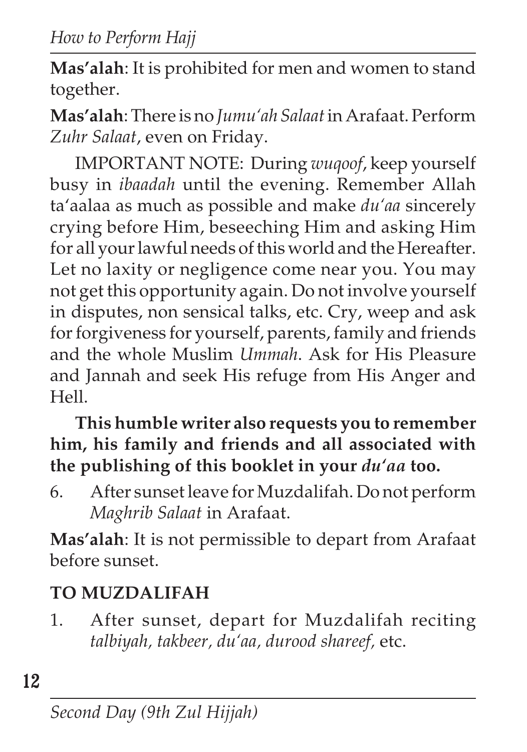**Mas'alah**: It is prohibited for men and women to stand together.

**Mas'alah**: There is no *Jumu'ah Salaat* in Arafaat. Perform *Zuhr Salaat*, even on Friday.

IMPORTANT NOTE: During *wuqoof*, keep yourself busy in *ibaadah* until the evening. Remember Allah ta'aalaa as much as possible and make *du'aa* sincerely crying before Him, beseeching Him and asking Him for all your lawful needs of this world and the Hereafter. Let no laxity or negligence come near you. You may not get this opportunity again. Do not involve yourself in disputes, non sensical talks, etc. Cry, weep and ask for forgiveness for yourself, parents, family and friends and the whole Muslim *Ummah*. Ask for His Pleasure and Jannah and seek His refuge from His Anger and Hell.

**This humble writer also requests you to remember him, his family and friends and all associated with the publishing of this booklet in your *du'aa* too.**

6. After sunset leave for Muzdalifah. Do not perform *Maghrib Salaat* in Arafaat.

**Mas'alah**: It is not permissible to depart from Arafaat before sunset.

## TO MUZDALIFAH

1. After sunset, depart for Muzdalifah reciting *talbiyah, takbeer, du'aa, durood shareef*, etc.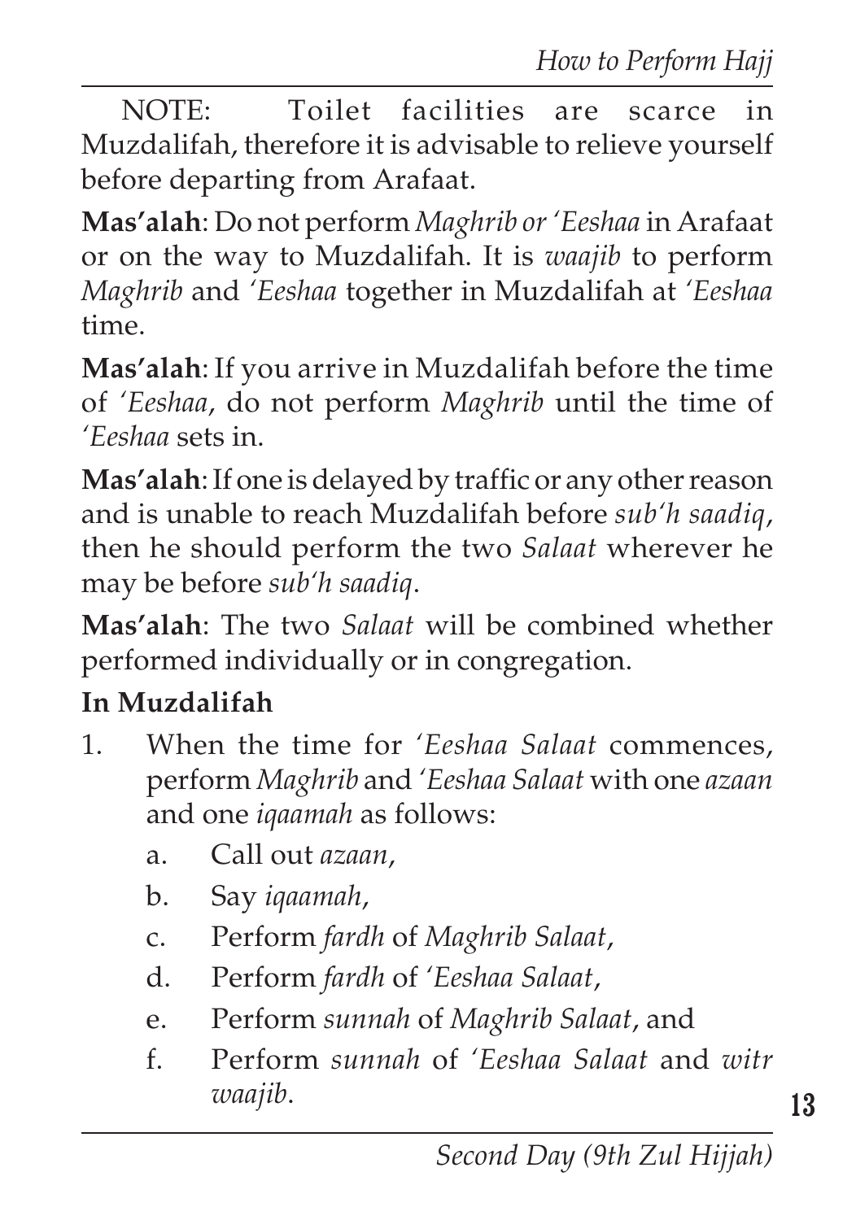NOTE: Toilet facilities are scarce in Muzdalifah, therefore it is advisable to relieve yourself before departing from Arafaat.

**Mas'alah**: Do not perform *Maghrib or 'Eeshaa* in Arafaat or on the way to Muzdalifah. It is *waajib* to perform *Maghrib* and *'Eeshaa* together in Muzdalifah at *'Eeshaa* time.

**Mas'alah**: If you arrive in Muzdalifah before the time of *'Eeshaa*, do not perform *Maghrib* until the time of *'Eeshaa* sets in.

**Mas'alah**: If one is delayed by traffic or any other reason and is unable to reach Muzdalifah before *sub'h saadiq*, then he should perform the two *Salaat* wherever he may be before *sub'h saadiq*.

**Mas'alah**: The two *Salaat* will be combined whether performed individually or in congregation.

**In Muzdalifah**

1. When the time for *'Eeshaa Salaat* commences, perform *Maghrib* and *'Eeshaa Salaat* with one *azaan* and one *iqaamah* as follows:
   a. Call out *azaan*,
   b. Say *iqaamah*,
   c. Perform *fardh* of *Maghrib Salaat*,
   d. Perform *fardh* of *'Eeshaa Salaat*,
   e. Perform *sunnah* of *Maghrib Salaat*, and
   f. Perform *sunnah* of *'Eeshaa Salaat* and *witr waajib*.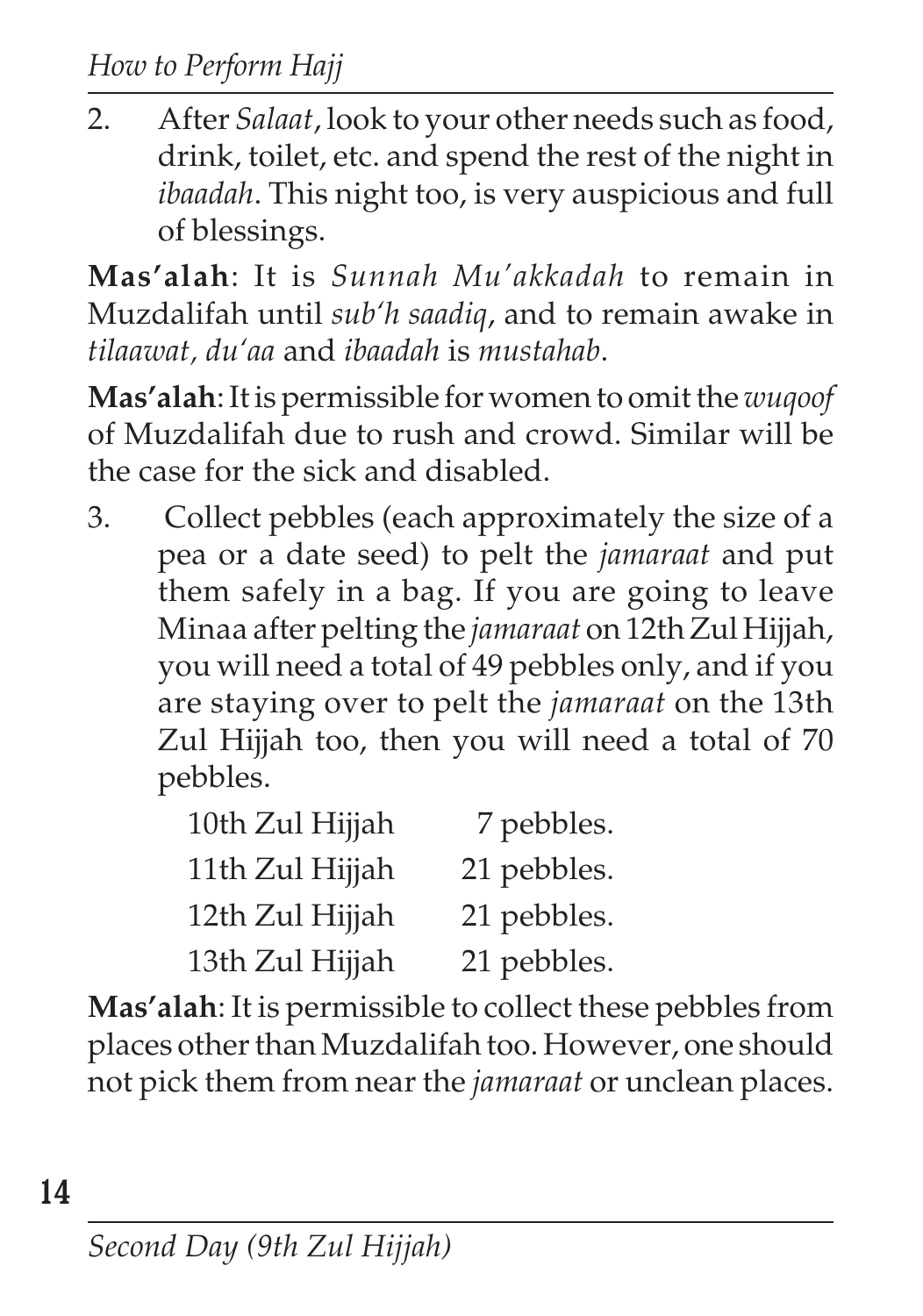2. After *Salaat*, look to your other needs such as food, drink, toilet, etc. and spend the rest of the night in *ibaadah*. This night too, is very auspicious and full of blessings.

**Mas'alah**: It is *Sunnah Mu'akkadah* to remain in Muzdalifah until *sub'h saadiq*, and to remain awake in *tilaawat, du'aa* and *ibaadah* is *mustahab*.

**Mas'alah**: It is permissible for women to omit the *wuqoof* of Muzdalifah due to rush and crowd. Similar will be the case for the sick and disabled.

3. Collect pebbles (each approximately the size of a pea or a date seed) to pelt the *jamaraat* and put them safely in a bag. If you are going to leave Minaa after pelting the *jamaraat* on 12th Zul Hijjah, you will need a total of 49 pebbles only, and if you are staying over to pelt the *jamaraat* on the 13th Zul Hijjah too, then you will need a total of 70 pebbles.

| | |
|---|---|
| 10th Zul Hijjah | 7 pebbles. |
| 11th Zul Hijjah | 21 pebbles. |
| 12th Zul Hijjah | 21 pebbles. |
| 13th Zul Hijjah | 21 pebbles. |

**Mas'alah**: It is permissible to collect these pebbles from places other than Muzdalifah too. However, one should not pick them from near the *jamaraat* or unclean places.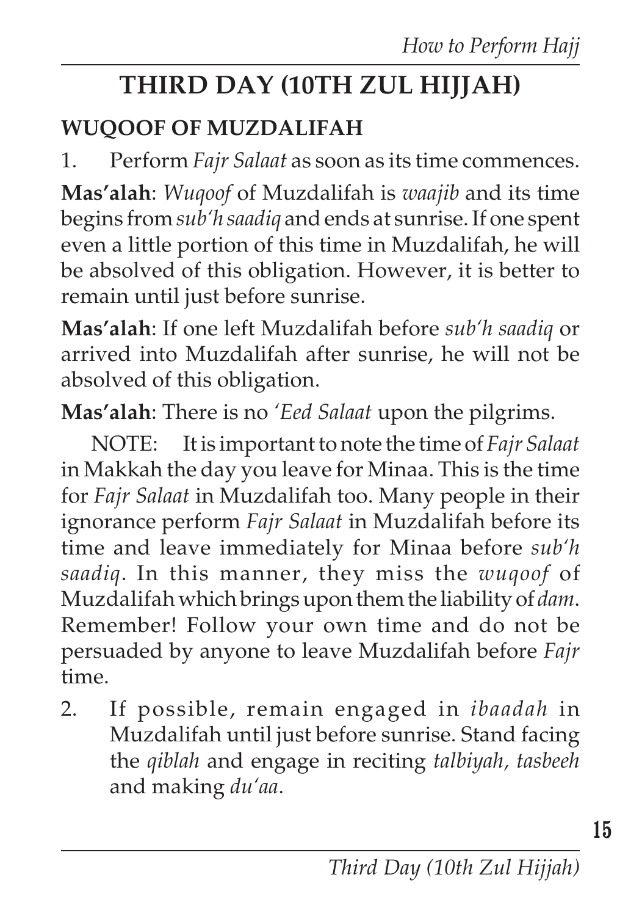## THIRD DAY (10TH ZUL HIJJAH)

### WUQOOF OF MUZDALIFAH

1. Perform *Fajr Salaat* as soon as its time commences.

**Mas'alah**: *Wuqoof* of Muzdalifah is *waajib* and its time begins from *sub'h saadiq* and ends at sunrise. If one spent even a little portion of this time in Muzdalifah, he will be absolved of this obligation. However, it is better to remain until just before sunrise.

**Mas'alah**: If one left Muzdalifah before *sub'h saadiq* or arrived into Muzdalifah after sunrise, he will not be absolved of this obligation.

**Mas'alah**: There is no *'Eed Salaat* upon the pilgrims.

NOTE: It is important to note the time of *Fajr Salaat* in Makkah the day you leave for Minaa. This is the time for *Fajr Salaat* in Muzdalifah too. Many people in their ignorance perform *Fajr Salaat* in Muzdalifah before its time and leave immediately for Minaa before *sub'h saadiq*. In this manner, they miss the *wuqoof* of Muzdalifah which brings upon them the liability of *dam*. Remember! Follow your own time and do not be persuaded by anyone to leave Muzdalifah before *Fajr* time.

2. If possible, remain engaged in *ibaadah* in Muzdalifah until just before sunrise. Stand facing the *qiblah* and engage in reciting *talbiyah, tasbeeh* and making *du'aa*.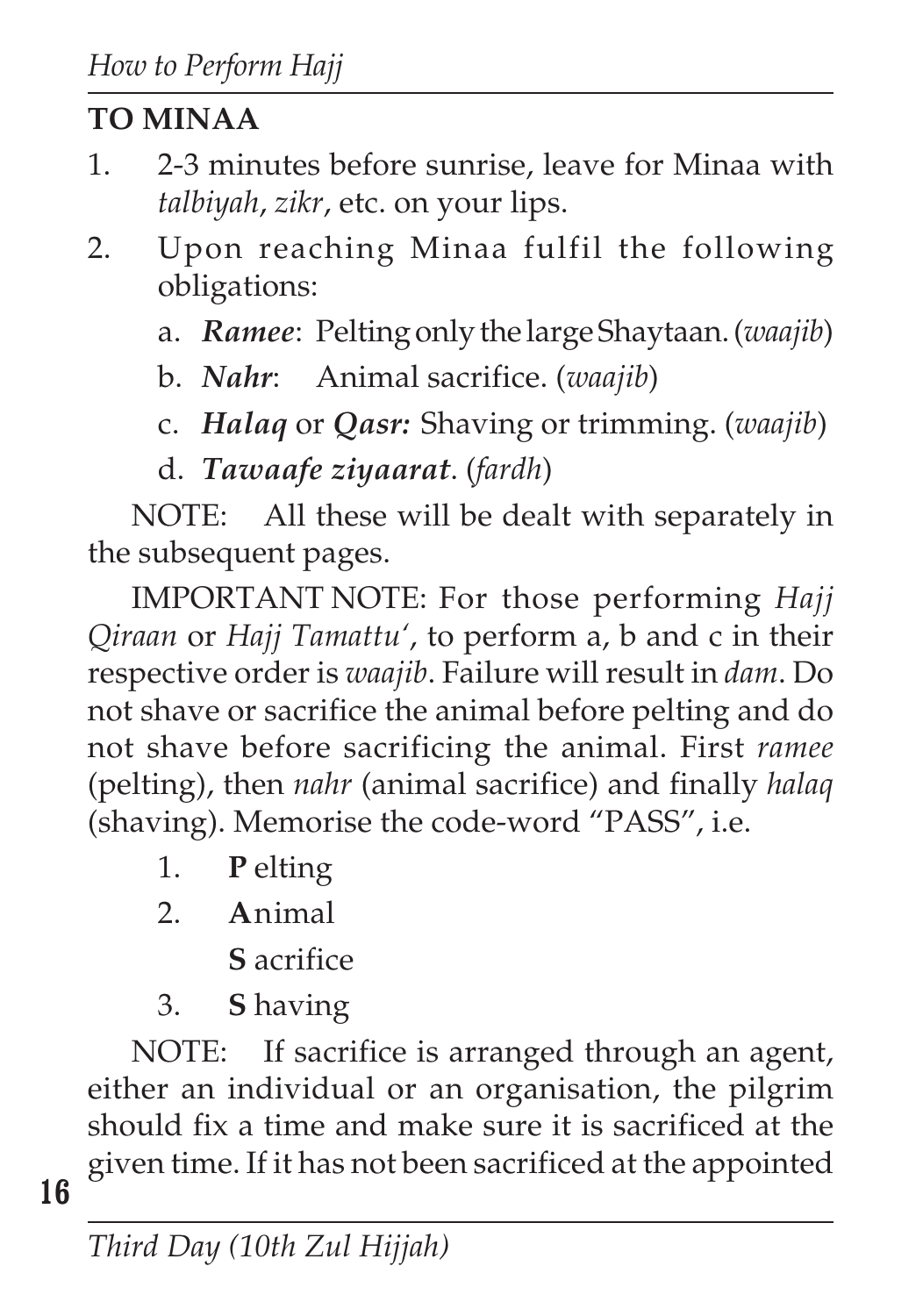## TO MINAA

1. 2-3 minutes before sunrise, leave for Minaa with *talbiyah*, *zikr*, etc. on your lips.
2. Upon reaching Minaa fulfil the following obligations:
   a. ***Ramee***: Pelting only the large Shaytaan. (*waajib*)
   b. ***Nahr***: Animal sacrifice. (*waajib*)
   c. ***Halaq*** or ***Qasr:*** Shaving or trimming. (*waajib*)
   d. ***Tawaafe ziyaarat***. (*fardh*)

NOTE: All these will be dealt with separately in the subsequent pages.

IMPORTANT NOTE: For those performing *Hajj Qiraan* or *Hajj Tamattu'*, to perform a, b and c in their respective order is *waajib*. Failure will result in *dam*. Do not shave or sacrifice the animal before pelting and do not shave before sacrificing the animal. First *ramee* (pelting), then *nahr* (animal sacrifice) and finally *halaq* (shaving). Memorise the code-word "PASS", i.e.

1. **P** elting
2. **A**nimal
   **S** acrifice
3. **S** having

NOTE: If sacrifice is arranged through an agent, either an individual or an organisation, the pilgrim should fix a time and make sure it is sacrificed at the given time. If it has not been sacrificed at the appointed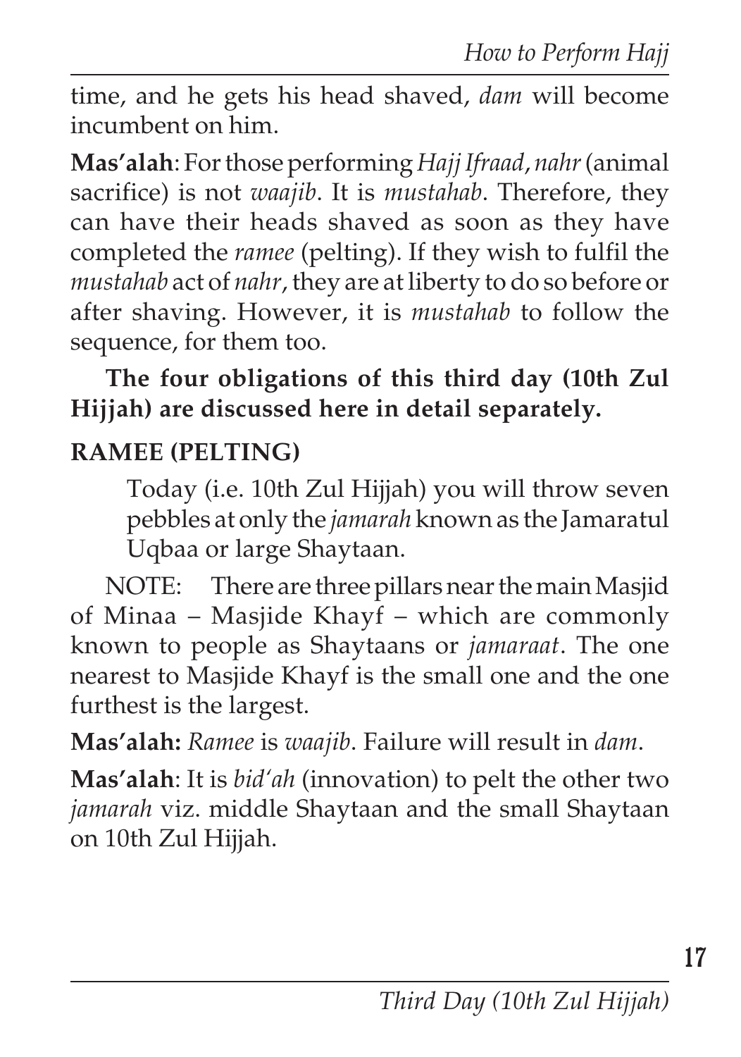time, and he gets his head shaved, *dam* will become incumbent on him.

**Mas'alah**: For those performing *Hajj Ifraad*, *nahr* (animal sacrifice) is not *waajib*. It is *mustahab*. Therefore, they can have their heads shaved as soon as they have completed the *ramee* (pelting). If they wish to fulfil the *mustahab* act of *nahr*, they are at liberty to do so before or after shaving. However, it is *mustahab* to follow the sequence, for them too.

**The four obligations of this third day (10th Zul Hijjah) are discussed here in detail separately.**

## RAMEE (PELTING)

> Today (i.e. 10th Zul Hijjah) you will throw seven pebbles at only the *jamarah* known as the Jamaratul Uqbaa or large Shaytaan.

NOTE: There are three pillars near the main Masjid of Minaa – Masjide Khayf – which are commonly known to people as Shaytaans or *jamaraat*. The one nearest to Masjide Khayf is the small one and the one furthest is the largest.

**Mas'alah:** *Ramee* is *waajib*. Failure will result in *dam*.

**Mas'alah**: It is *bid'ah* (innovation) to pelt the other two *jamarah* viz. middle Shaytaan and the small Shaytaan on 10th Zul Hijjah.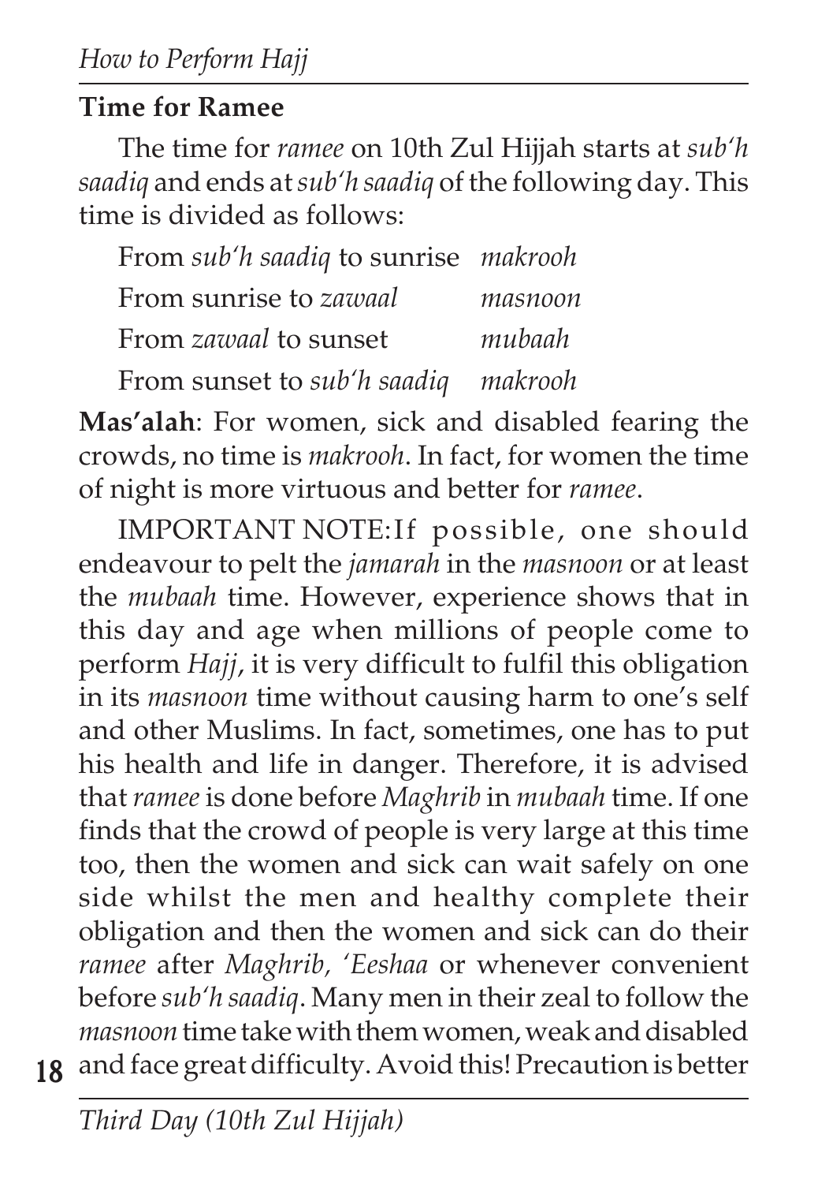### Time for Ramee

The time for *ramee* on 10th Zul Hijjah starts at *sub'h saadiq* and ends at *sub'h saadiq* of the following day. This time is divided as follows:

| | |
|---|---|
| From *sub'h saadiq* to sunrise | *makrooh* |
| From sunrise to *zawaal* | *masnoon* |
| From *zawaal* to sunset | *mubaah* |
| From sunset to *sub'h saadiq* | *makrooh* |

**Mas'alah**: For women, sick and disabled fearing the crowds, no time is *makrooh*. In fact, for women the time of night is more virtuous and better for *ramee*.

IMPORTANT NOTE: If possible, one should endeavour to pelt the *jamarah* in the *masnoon* or at least the *mubaah* time. However, experience shows that in this day and age when millions of people come to perform *Hajj*, it is very difficult to fulfil this obligation in its *masnoon* time without causing harm to one's self and other Muslims. In fact, sometimes, one has to put his health and life in danger. Therefore, it is advised that *ramee* is done before *Maghrib* in *mubaah* time. If one finds that the crowd of people is very large at this time too, then the women and sick can wait safely on one side whilst the men and healthy complete their obligation and then the women and sick can do their *ramee* after *Maghrib, 'Eeshaa* or whenever convenient before *sub'h saadiq*. Many men in their zeal to follow the *masnoon* time take with them women, weak and disabled and face great difficulty. Avoid this! Precaution is better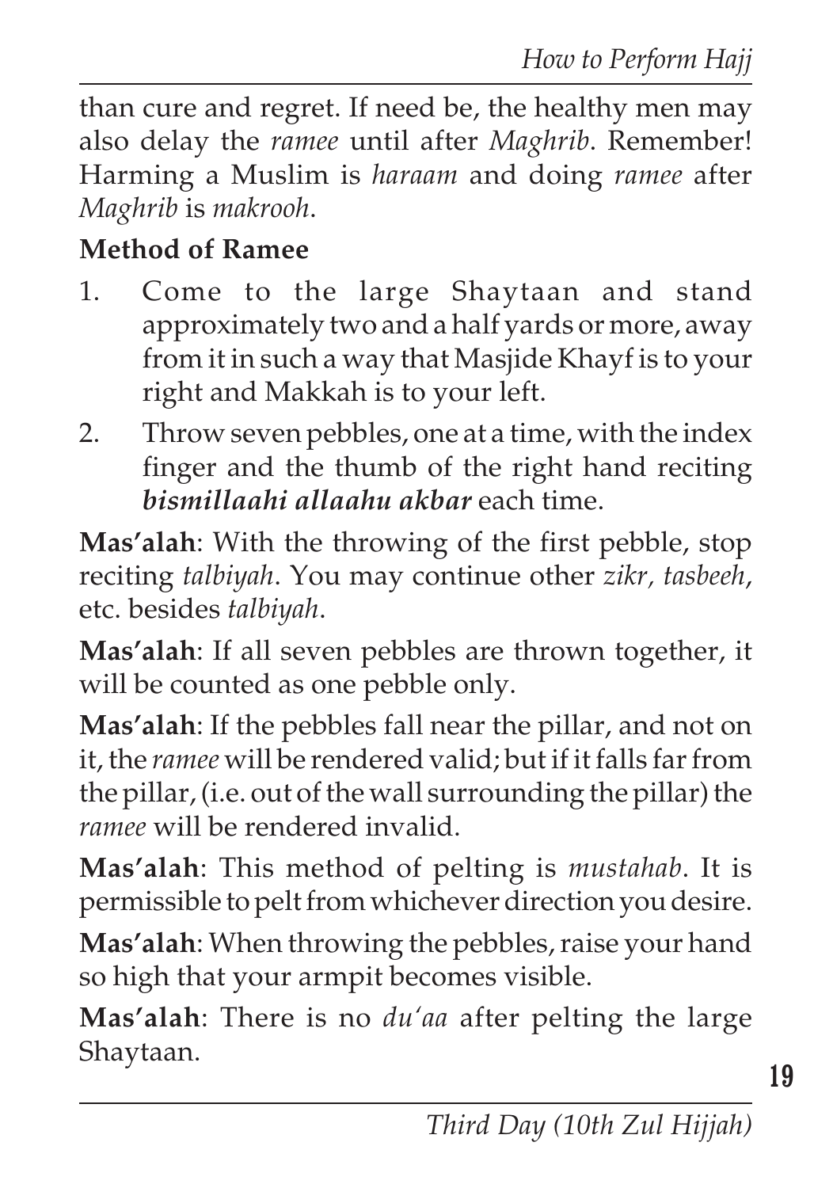than cure and regret. If need be, the healthy men may also delay the *ramee* until after *Maghrib*. Remember! Harming a Muslim is *haraam* and doing *ramee* after *Maghrib* is *makrooh*.

**Method of Ramee**

1. Come to the large Shaytaan and stand approximately two and a half yards or more, away from it in such a way that Masjide Khayf is to your right and Makkah is to your left.
2. Throw seven pebbles, one at a time, with the index finger and the thumb of the right hand reciting ***bismillaahi allaahu akbar*** each time.

**Mas'alah**: With the throwing of the first pebble, stop reciting *talbiyah*. You may continue other *zikr, tasbeeh*, etc. besides *talbiyah*.

**Mas'alah**: If all seven pebbles are thrown together, it will be counted as one pebble only.

**Mas'alah**: If the pebbles fall near the pillar, and not on it, the *ramee* will be rendered valid; but if it falls far from the pillar, (i.e. out of the wall surrounding the pillar) the *ramee* will be rendered invalid.

**Mas'alah**: This method of pelting is *mustahab*. It is permissible to pelt from whichever direction you desire.

**Mas'alah**: When throwing the pebbles, raise your hand so high that your armpit becomes visible.

**Mas'alah**: There is no *du'aa* after pelting the large Shaytaan.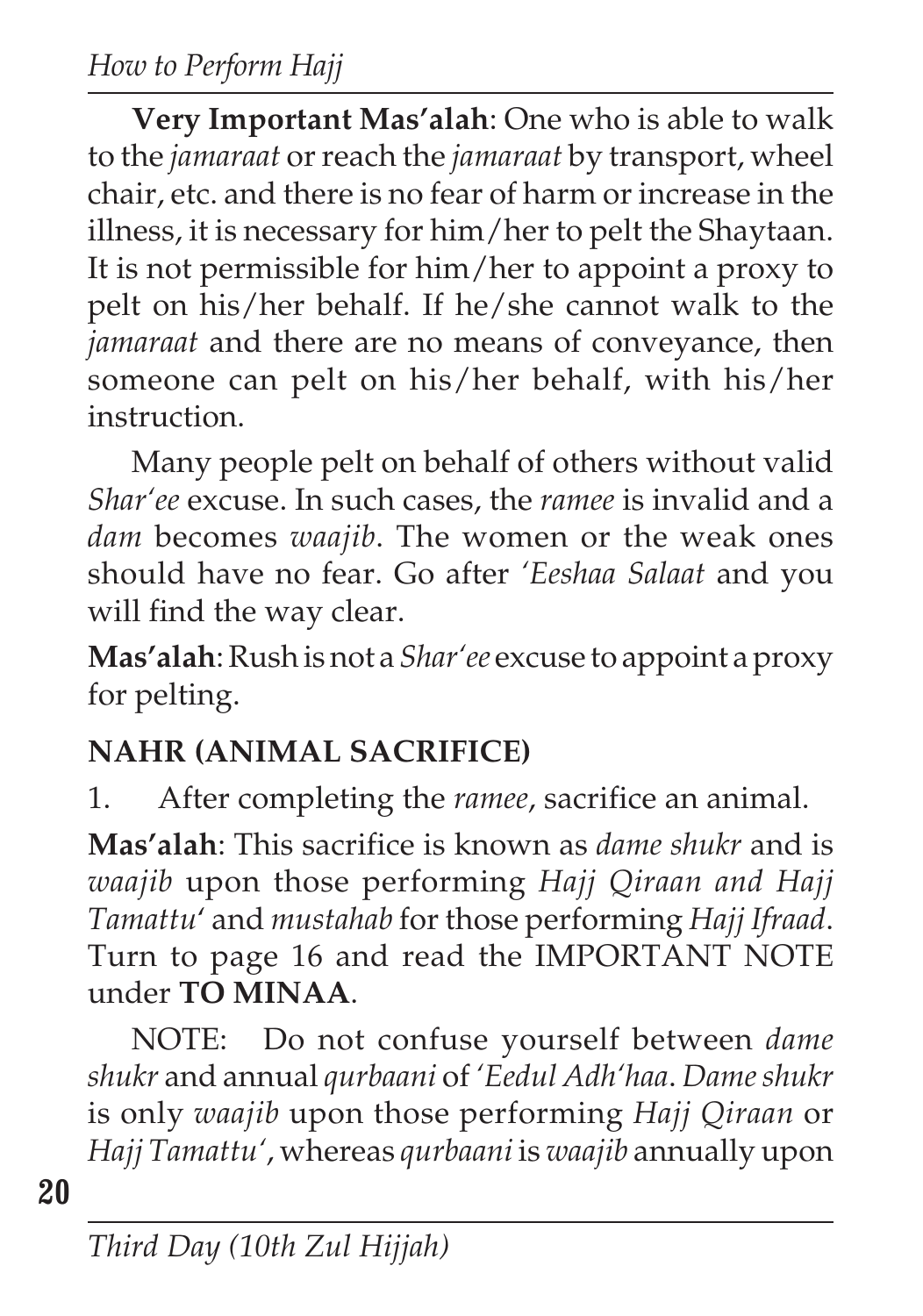**Very Important Mas'alah**: One who is able to walk to the *jamaraat* or reach the *jamaraat* by transport, wheel chair, etc. and there is no fear of harm or increase in the illness, it is necessary for him/her to pelt the Shaytaan. It is not permissible for him/her to appoint a proxy to pelt on his/her behalf. If he/she cannot walk to the *jamaraat* and there are no means of conveyance, then someone can pelt on his/her behalf, with his/her instruction.

Many people pelt on behalf of others without valid *Shar'ee* excuse. In such cases, the *ramee* is invalid and a *dam* becomes *waajib*. The women or the weak ones should have no fear. Go after *'Eeshaa Salaat* and you will find the way clear.

**Mas'alah**: Rush is not a *Shar'ee* excuse to appoint a proxy for pelting.

## NAHR (ANIMAL SACRIFICE)

1. After completing the *ramee*, sacrifice an animal.

**Mas'alah**: This sacrifice is known as *dame shukr* and is *waajib* upon those performing *Hajj Qiraan and Hajj Tamattu'* and *mustahab* for those performing *Hajj Ifraad*. Turn to page 16 and read the IMPORTANT NOTE under **TO MINAA**.

NOTE: Do not confuse yourself between *dame shukr* and annual *qurbaani* of *'Eedul Adh'haa*. *Dame shukr* is only *waajib* upon those performing *Hajj Qiraan* or *Hajj Tamattu'*, whereas *qurbaani* is *waajib* annually upon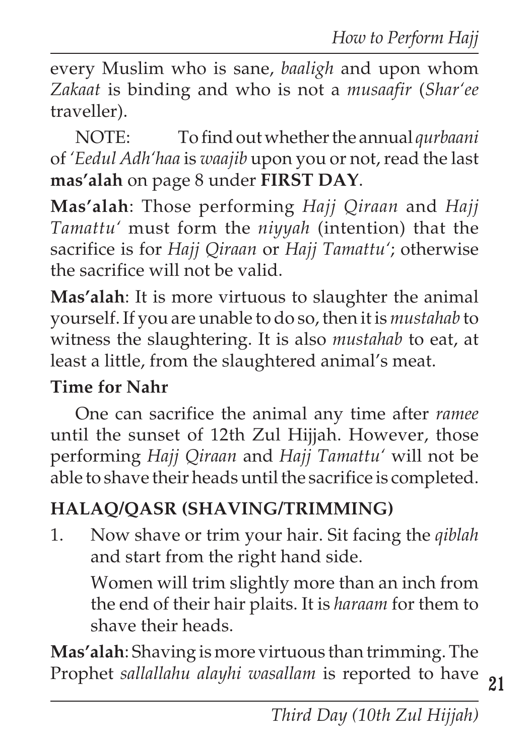every Muslim who is sane, *baaligh* and upon whom *Zakaat* is binding and who is not a *musaafir* (*Shar'ee* traveller).

NOTE: To find out whether the annual *qurbaani* of *'Eedul Adh'haa* is *waajib* upon you or not, read the last **mas'alah** on page 8 under **FIRST DAY**.

**Mas'alah**: Those performing *Hajj Qiraan* and *Hajj Tamattu'* must form the *niyyah* (intention) that the sacrifice is for *Hajj Qiraan* or *Hajj Tamattu'*; otherwise the sacrifice will not be valid.

**Mas'alah**: It is more virtuous to slaughter the animal yourself. If you are unable to do so, then it is *mustahab* to witness the slaughtering. It is also *mustahab* to eat, at least a little, from the slaughtered animal's meat.

### Time for Nahr

One can sacrifice the animal any time after *ramee* until the sunset of 12th Zul Hijjah. However, those performing *Hajj Qiraan* and *Hajj Tamattu'* will not be able to shave their heads until the sacrifice is completed.

## HALAQ/QASR (SHAVING/TRIMMING)

1. Now shave or trim your hair. Sit facing the *qiblah* and start from the right hand side.

   Women will trim slightly more than an inch from the end of their hair plaits. It is *haraam* for them to shave their heads.

**Mas'alah**: Shaving is more virtuous than trimming. The Prophet *sallallahu alayhi wasallam* is reported to have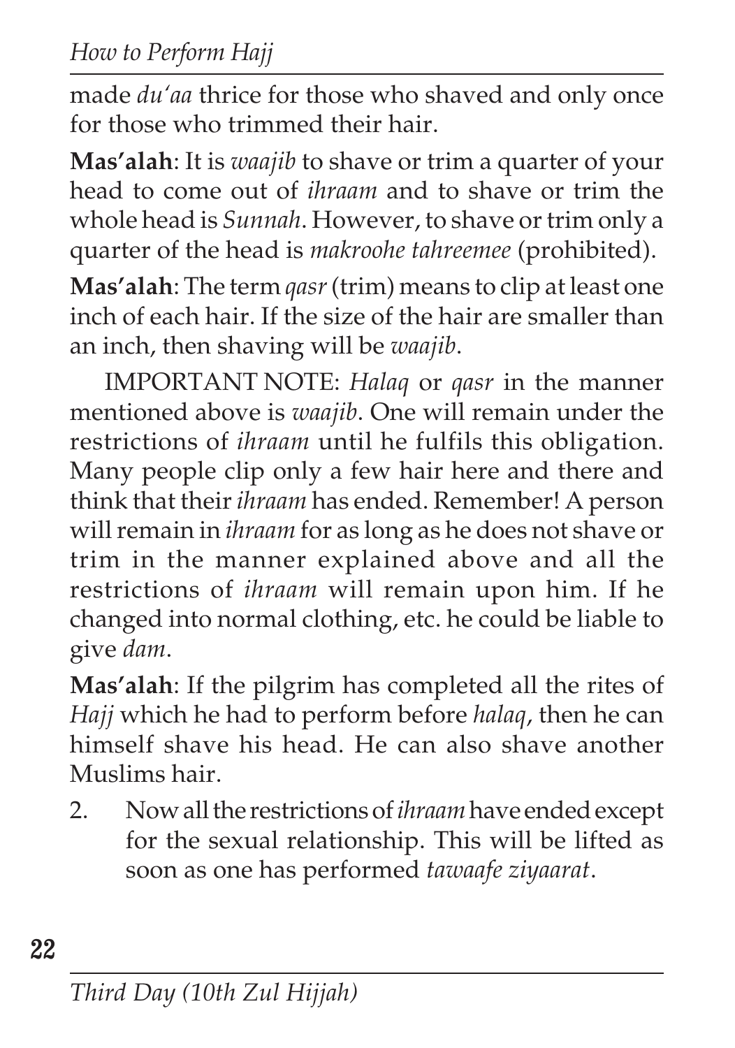made *du'aa* thrice for those who shaved and only once for those who trimmed their hair.

**Mas'alah**: It is *waajib* to shave or trim a quarter of your head to come out of *ihraam* and to shave or trim the whole head is *Sunnah*. However, to shave or trim only a quarter of the head is *makroohe tahreemee* (prohibited).

**Mas'alah**: The term *qasr* (trim) means to clip at least one inch of each hair. If the size of the hair are smaller than an inch, then shaving will be *waajib*.

IMPORTANT NOTE: *Halaq* or *qasr* in the manner mentioned above is *waajib*. One will remain under the restrictions of *ihraam* until he fulfils this obligation. Many people clip only a few hair here and there and think that their *ihraam* has ended. Remember! A person will remain in *ihraam* for as long as he does not shave or trim in the manner explained above and all the restrictions of *ihraam* will remain upon him. If he changed into normal clothing, etc. he could be liable to give *dam*.

**Mas'alah**: If the pilgrim has completed all the rites of *Hajj* which he had to perform before *halaq*, then he can himself shave his head. He can also shave another Muslims hair.

2. Now all the restrictions of *ihraam* have ended except for the sexual relationship. This will be lifted as soon as one has performed *tawaafe ziyaarat*.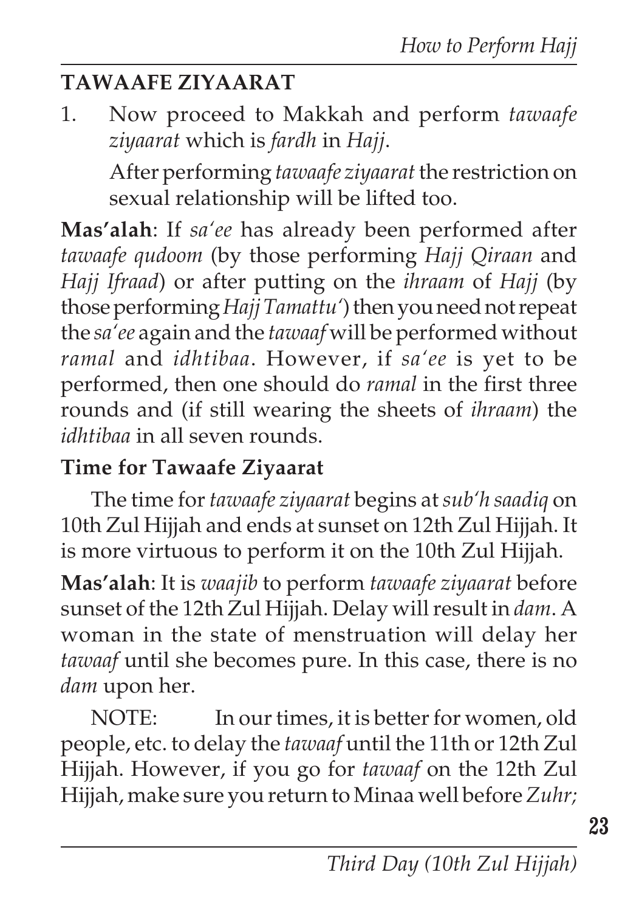## TAWAAFE ZIYAARAT

1. Now proceed to Makkah and perform *tawaafe ziyaarat* which is *fardh* in *Hajj*.

   After performing *tawaafe ziyaarat* the restriction on sexual relationship will be lifted too.

**Mas'alah**: If *sa'ee* has already been performed after *tawaafe qudoom* (by those performing *Hajj Qiraan* and *Hajj Ifraad*) or after putting on the *ihraam* of *Hajj* (by those performing *Hajj Tamattu'*) then you need not repeat the *sa'ee* again and the *tawaaf* will be performed without *ramal* and *idhtibaa*. However, if *sa'ee* is yet to be performed, then one should do *ramal* in the first three rounds and (if still wearing the sheets of *ihraam*) the *idhtibaa* in all seven rounds.

### Time for Tawaafe Ziyaarat

The time for *tawaafe ziyaarat* begins at *sub'h saadiq* on 10th Zul Hijjah and ends at sunset on 12th Zul Hijjah. It is more virtuous to perform it on the 10th Zul Hijjah.

**Mas'alah**: It is *waajib* to perform *tawaafe ziyaarat* before sunset of the 12th Zul Hijjah. Delay will result in *dam*. A woman in the state of menstruation will delay her *tawaaf* until she becomes pure. In this case, there is no *dam* upon her.

NOTE: In our times, it is better for women, old people, etc. to delay the *tawaaf* until the 11th or 12th Zul Hijjah. However, if you go for *tawaaf* on the 12th Zul Hijjah, make sure you return to Minaa well before *Zuhr*;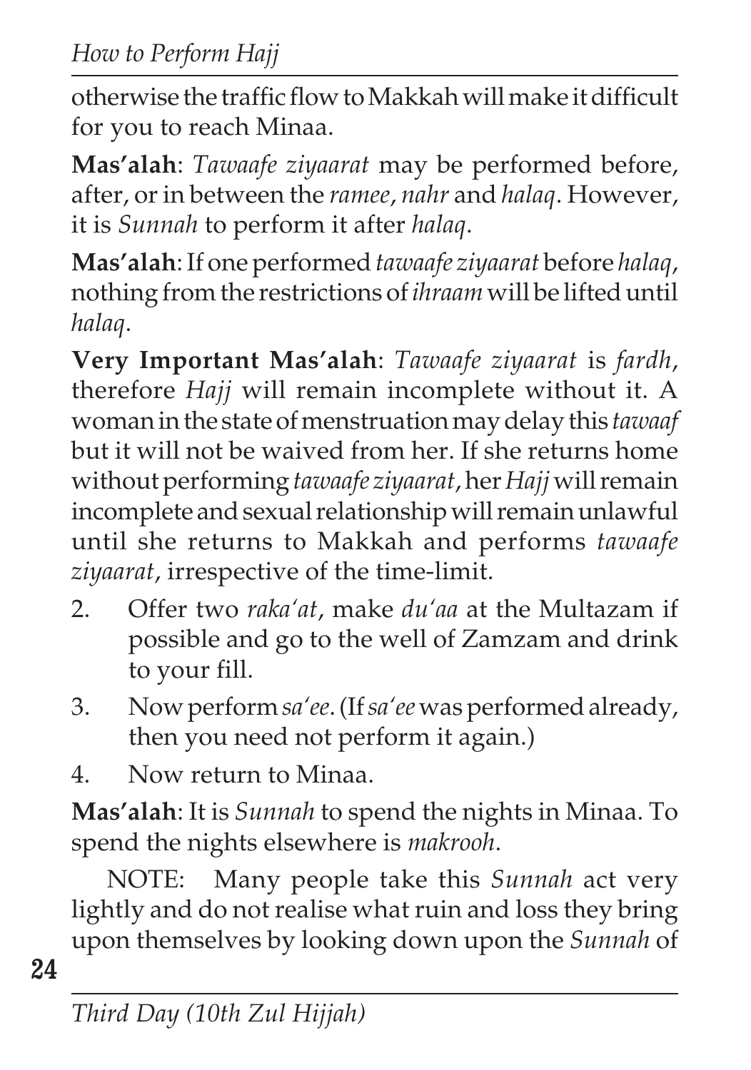otherwise the traffic flow to Makkah will make it difficult for you to reach Minaa.

**Mas'alah**: *Tawaafe ziyaarat* may be performed before, after, or in between the *ramee*, *nahr* and *halaq*. However, it is *Sunnah* to perform it after *halaq*.

**Mas'alah**: If one performed *tawaafe ziyaarat* before *halaq*, nothing from the restrictions of *ihraam* will be lifted until *halaq*.

**Very Important Mas'alah**: *Tawaafe ziyaarat* is *fardh*, therefore *Hajj* will remain incomplete without it. A woman in the state of menstruation may delay this *tawaaf* but it will not be waived from her. If she returns home without performing *tawaafe ziyaarat*, her *Hajj* will remain incomplete and sexual relationship will remain unlawful until she returns to Makkah and performs *tawaafe ziyaarat*, irrespective of the time-limit.

2. Offer two *raka'at*, make *du'aa* at the Multazam if possible and go to the well of Zamzam and drink to your fill.
3. Now perform *sa'ee*. (If *sa'ee* was performed already, then you need not perform it again.)
4. Now return to Minaa.

**Mas'alah**: It is *Sunnah* to spend the nights in Minaa. To spend the nights elsewhere is *makrooh*.

NOTE: Many people take this *Sunnah* act very lightly and do not realise what ruin and loss they bring upon themselves by looking down upon the *Sunnah* of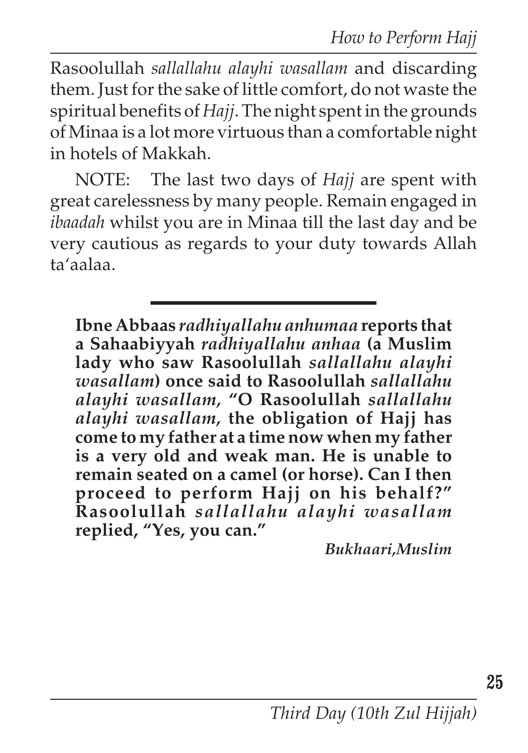Rasoolullah *sallallahu alayhi wasallam* and discarding them. Just for the sake of little comfort, do not waste the spiritual benefits of *Hajj*. The night spent in the grounds of Minaa is a lot more virtuous than a comfortable night in hotels of Makkah.

NOTE: The last two days of *Hajj* are spent with great carelessness by many people. Remain engaged in *ibaadah* whilst you are in Minaa till the last day and be very cautious as regards to your duty towards Allah ta'aalaa.

---

**Ibne Abbaas** ***radhiyallahu anhumaa*** **reports that a Sahaabiyyah** ***radhiyallahu anhaa*** **(a Muslim lady who saw Rasoolullah** ***sallallahu alayhi wasallam*****) once said to Rasoolullah** ***sallallahu alayhi wasallam*****, "O Rasoolullah** ***sallallahu alayhi wasallam*****, the obligation of Hajj has come to my father at a time now when my father is a very old and weak man. He is unable to remain seated on a camel (or horse). Can I then proceed to perform Hajj on his behalf?" Rasoolullah** ***sallallahu alayhi wasallam*** **replied, "Yes, you can."**

***Bukhaari,Muslim***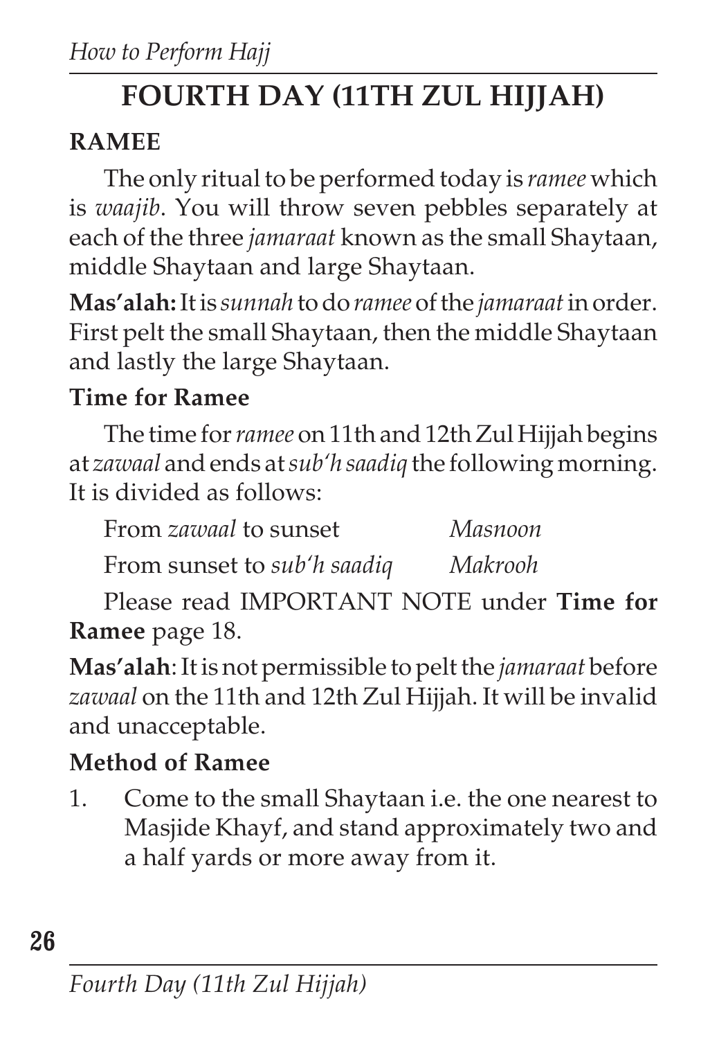# FOURTH DAY (11TH ZUL HIJJAH)

## RAMEE

The only ritual to be performed today is *ramee* which is *waajib*. You will throw seven pebbles separately at each of the three *jamaraat* known as the small Shaytaan, middle Shaytaan and large Shaytaan.

**Mas'alah:** It is *sunnah* to do *ramee* of the *jamaraat* in order. First pelt the small Shaytaan, then the middle Shaytaan and lastly the large Shaytaan.

### Time for Ramee

The time for *ramee* on 11th and 12th Zul Hijjah begins at *zawaal* and ends at *sub'h saadiq* the following morning. It is divided as follows:

| | |
|---|---|
| From *zawaal* to sunset | *Masnoon* |
| From sunset to *sub'h saadiq* | *Makrooh* |

Please read IMPORTANT NOTE under **Time for Ramee** page 18.

**Mas'alah**: It is not permissible to pelt the *jamaraat* before *zawaal* on the 11th and 12th Zul Hijjah. It will be invalid and unacceptable.

### Method of Ramee

1. Come to the small Shaytaan i.e. the one nearest to Masjide Khayf, and stand approximately two and a half yards or more away from it.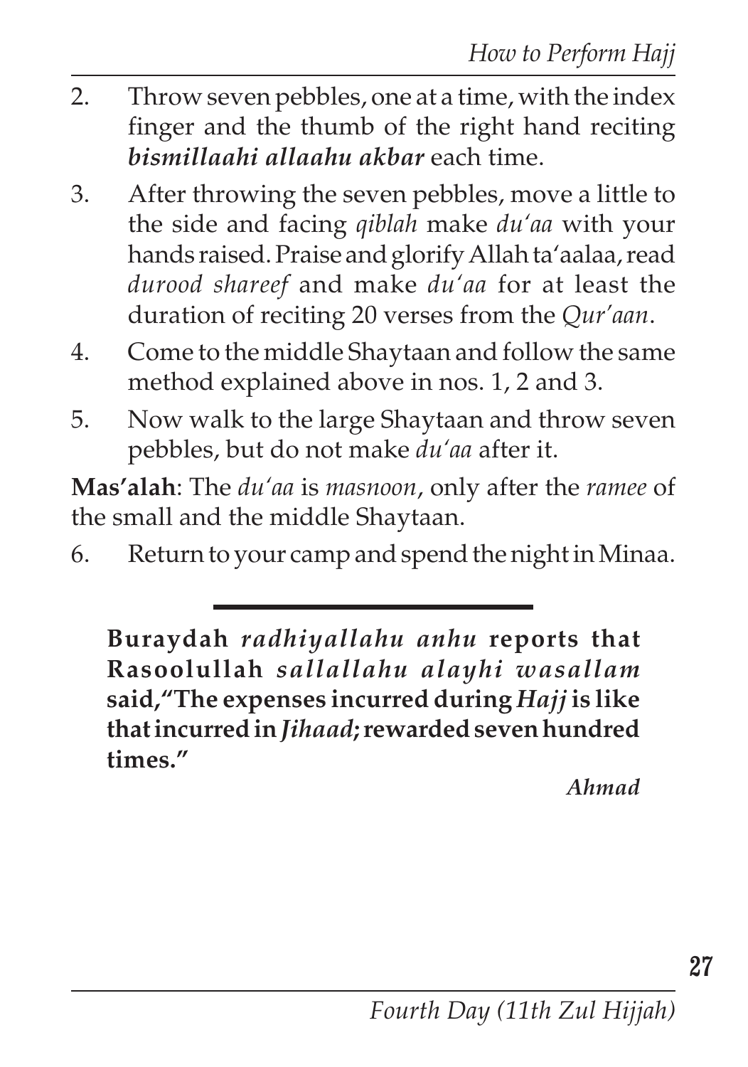2. Throw seven pebbles, one at a time, with the index finger and the thumb of the right hand reciting ***bismillaahi allaahu akbar*** each time.

3. After throwing the seven pebbles, move a little to the side and facing *qiblah* make *du'aa* with your hands raised. Praise and glorify Allah ta'aalaa, read *durood shareef* and make *du'aa* for at least the duration of reciting 20 verses from the *Qur'aan*.

4. Come to the middle Shaytaan and follow the same method explained above in nos. 1, 2 and 3.

5. Now walk to the large Shaytaan and throw seven pebbles, but do not make *du'aa* after it.

**Mas'alah**: The *du'aa* is *masnoon*, only after the *ramee* of the small and the middle Shaytaan.

6. Return to your camp and spend the night in Minaa.

---

**Buraydah *radhiyallahu anhu* reports that Rasoolullah *sallallahu alayhi wasallam* said, "The expenses incurred during *Hajj* is like that incurred in *Jihaad*; rewarded seven hundred times."**

***Ahmad***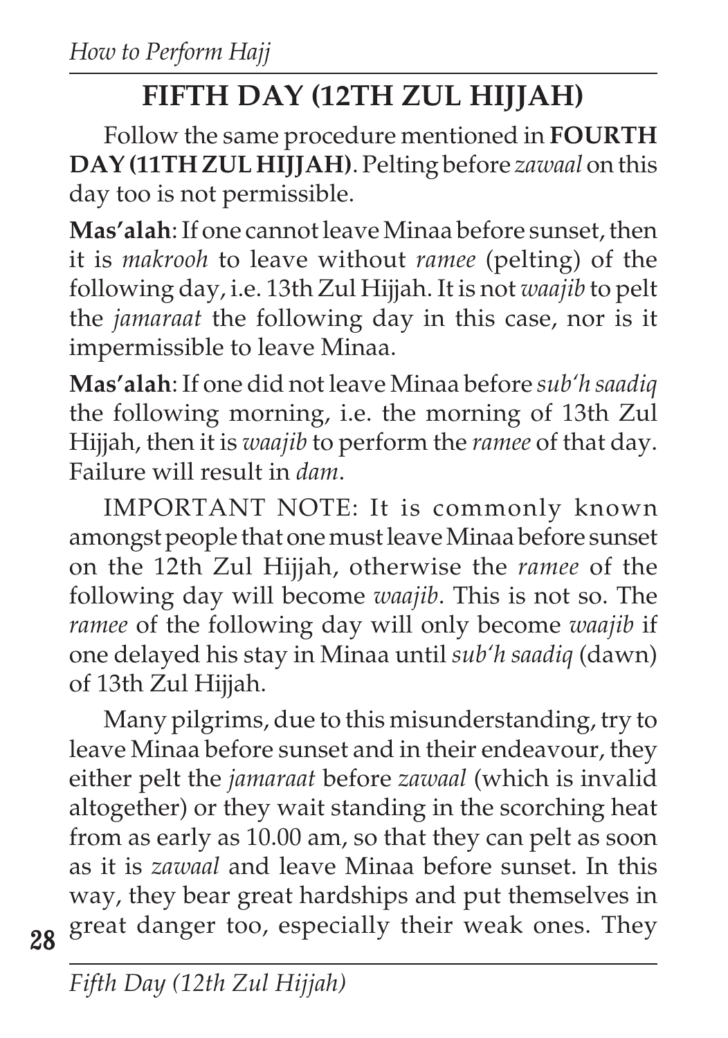## FIFTH DAY (12TH ZUL HIJJAH)

Follow the same procedure mentioned in **FOURTH DAY (11TH ZUL HIJJAH)**. Pelting before *zawaal* on this day too is not permissible.

**Mas'alah**: If one cannot leave Minaa before sunset, then it is *makrooh* to leave without *ramee* (pelting) of the following day, i.e. 13th Zul Hijjah. It is not *waajib* to pelt the *jamaraat* the following day in this case, nor is it impermissible to leave Minaa.

**Mas'alah**: If one did not leave Minaa before *sub'h saadiq* the following morning, i.e. the morning of 13th Zul Hijjah, then it is *waajib* to perform the *ramee* of that day. Failure will result in *dam*.

IMPORTANT NOTE: It is commonly known amongst people that one must leave Minaa before sunset on the 12th Zul Hijjah, otherwise the *ramee* of the following day will become *waajib*. This is not so. The *ramee* of the following day will only become *waajib* if one delayed his stay in Minaa until *sub'h saadiq* (dawn) of 13th Zul Hijjah.

Many pilgrims, due to this misunderstanding, try to leave Minaa before sunset and in their endeavour, they either pelt the *jamaraat* before *zawaal* (which is invalid altogether) or they wait standing in the scorching heat from as early as 10.00 am, so that they can pelt as soon as it is *zawaal* and leave Minaa before sunset. In this way, they bear great hardships and put themselves in great danger too, especially their weak ones. They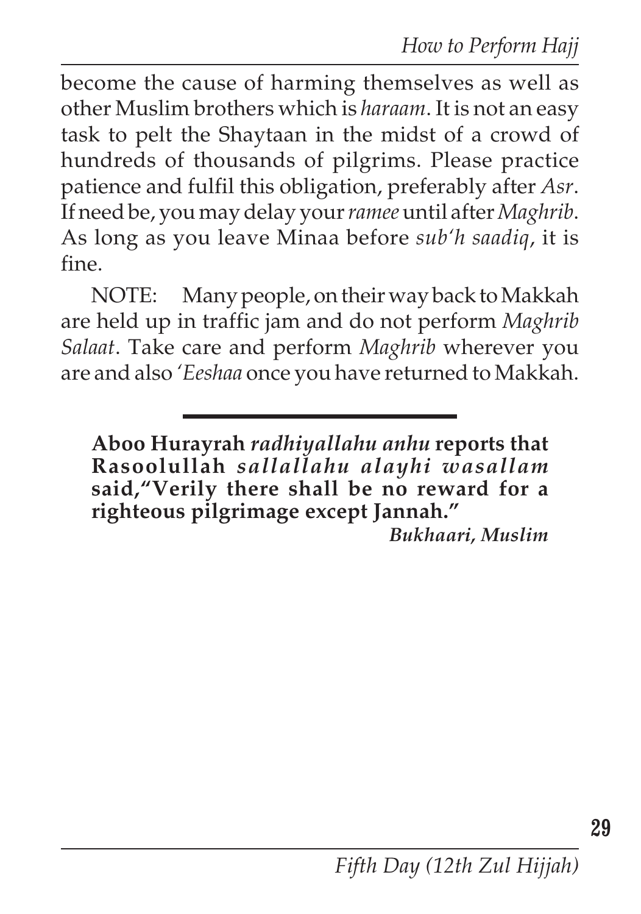become the cause of harming themselves as well as other Muslim brothers which is *haraam*. It is not an easy task to pelt the Shaytaan in the midst of a crowd of hundreds of thousands of pilgrims. Please practice patience and fulfil this obligation, preferably after *Asr*. If need be, you may delay your *ramee* until after *Maghrib*. As long as you leave Minaa before *sub'h saadiq*, it is fine.

NOTE: Many people, on their way back to Makkah are held up in traffic jam and do not perform *Maghrib Salaat*. Take care and perform *Maghrib* wherever you are and also *'Eeshaa* once you have returned to Makkah.

---

**Aboo Hurayrah *radhiyallahu anhu* reports that Rasoolullah *sallallahu alayhi wasallam* said,"Verily there shall be no reward for a righteous pilgrimage except Jannah."**

***Bukhaari, Muslim***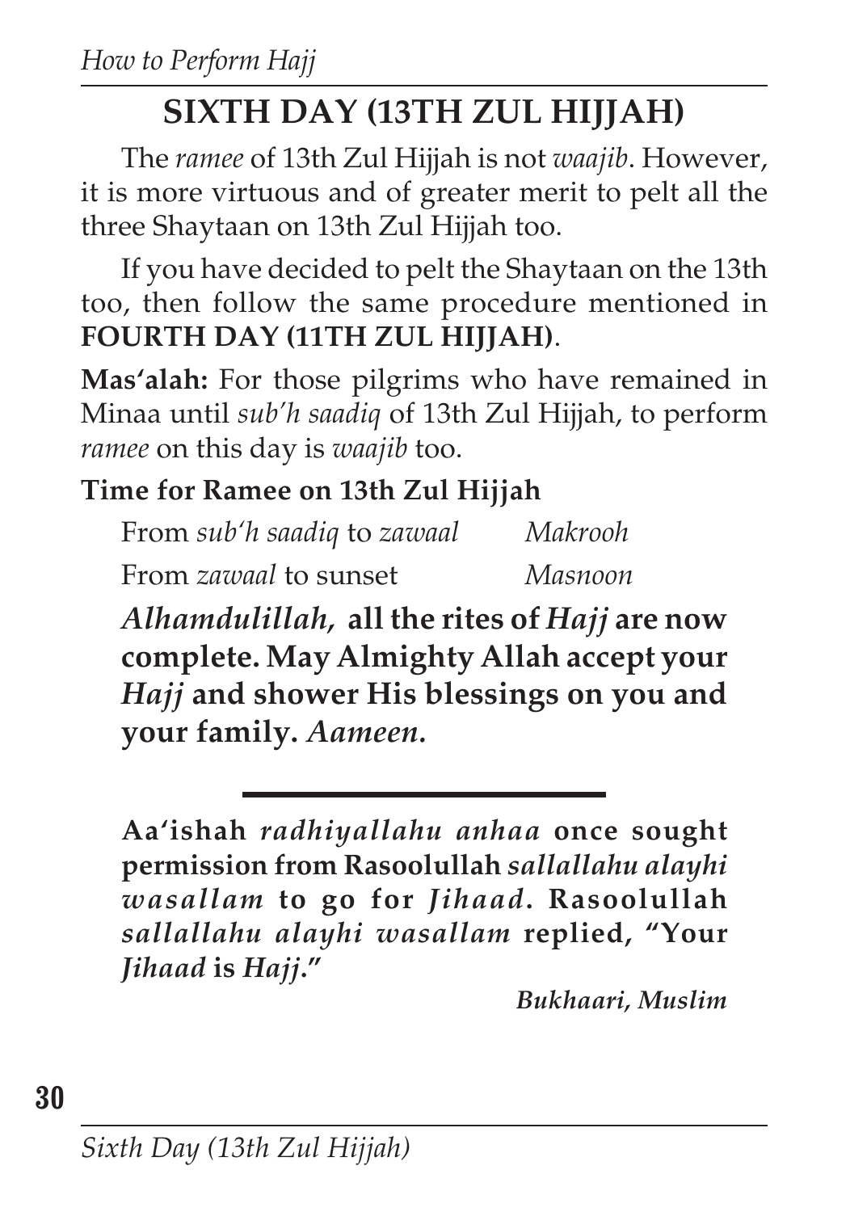## SIXTH DAY (13TH ZUL HIJJAH)

The *ramee* of 13th Zul Hijjah is not *waajib*. However, it is more virtuous and of greater merit to pelt all the three Shaytaan on 13th Zul Hijjah too.

If you have decided to pelt the Shaytaan on the 13th too, then follow the same procedure mentioned in **FOURTH DAY (11TH ZUL HIJJAH)**.

**Mas'alah:** For those pilgrims who have remained in Minaa until *sub'h saadiq* of 13th Zul Hijjah, to perform *ramee* on this day is *waajib* too.

**Time for Ramee on 13th Zul Hijjah**

| | |
|---|---|
| From *sub'h saadiq* to *zawaal* | *Makrooh* |
| From *zawaal* to sunset | *Masnoon* |

***Alhamdulillah,* all the rites of *Hajj* are now complete. May Almighty Allah accept your *Hajj* and shower His blessings on you and your family. *Aameen.***

---

**Aa'ishah *radhiyallahu anhaa* once sought permission from Rasoolullah *sallallahu alayhi wasallam* to go for *Jihaad*. Rasoolullah *sallallahu alayhi wasallam* replied, "Your *Jihaad* is *Hajj*."**

***Bukhaari, Muslim***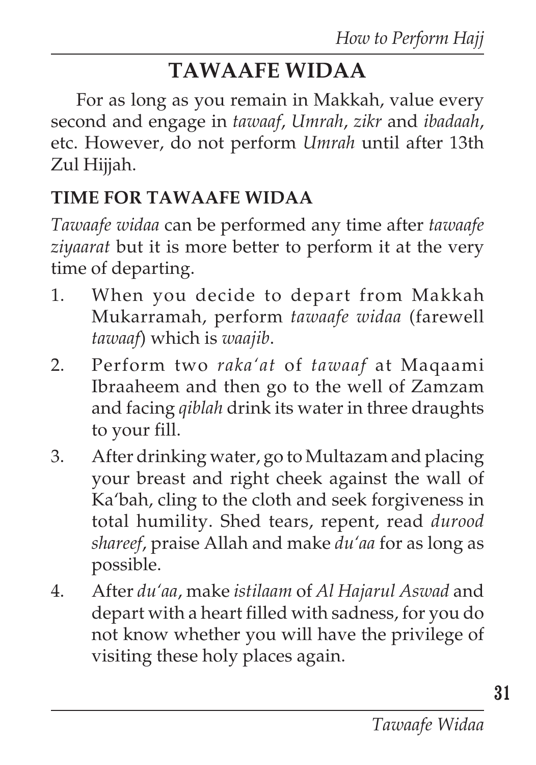## TAWAAFE WIDAA

For as long as you remain in Makkah, value every second and engage in *tawaaf*, *Umrah*, *zikr* and *ibadaah*, etc. However, do not perform *Umrah* until after 13th Zul Hijjah.

### TIME FOR TAWAAFE WIDAA

*Tawaafe widaa* can be performed any time after *tawaafe ziyaarat* but it is more better to perform it at the very time of departing.

1. When you decide to depart from Makkah Mukarramah, perform *tawaafe widaa* (farewell *tawaaf*) which is *waajib*.
2. Perform two *raka'at* of *tawaaf* at Maqaami Ibraaheem and then go to the well of Zamzam and facing *qiblah* drink its water in three draughts to your fill.
3. After drinking water, go to Multazam and placing your breast and right cheek against the wall of Ka'bah, cling to the cloth and seek forgiveness in total humility. Shed tears, repent, read *durood shareef*, praise Allah and make *du'aa* for as long as possible.
4. After *du'aa*, make *istilaam* of *Al Hajarul Aswad* and depart with a heart filled with sadness, for you do not know whether you will have the privilege of visiting these holy places again.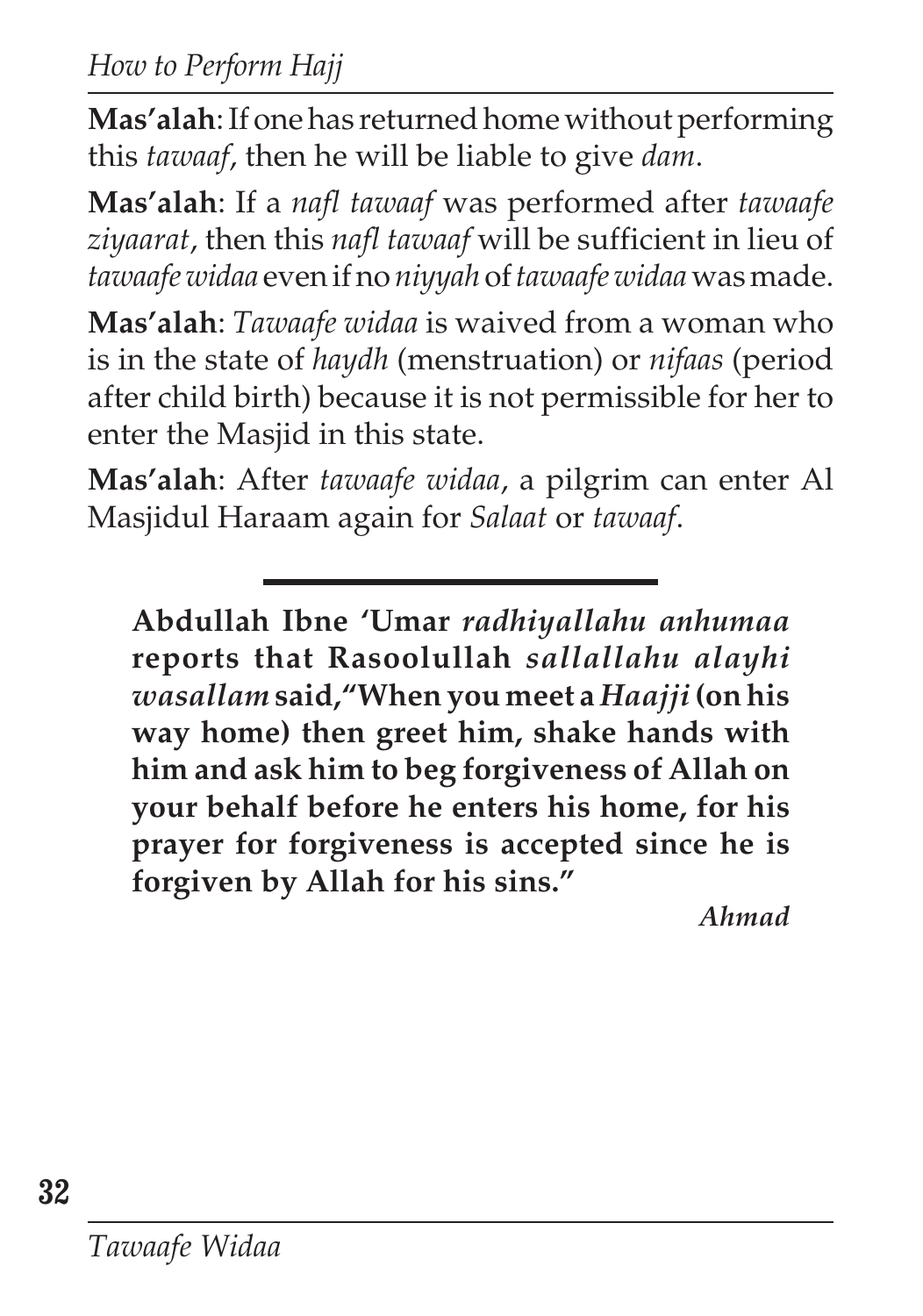**Mas'alah**: If one has returned home without performing this *tawaaf*, then he will be liable to give *dam*.

**Mas'alah**: If a *nafl tawaaf* was performed after *tawaafe ziyaarat*, then this *nafl tawaaf* will be sufficient in lieu of *tawaafe widaa* even if no *niyyah* of *tawaafe widaa* was made.

**Mas'alah**: *Tawaafe widaa* is waived from a woman who is in the state of *haydh* (menstruation) or *nifaas* (period after child birth) because it is not permissible for her to enter the Masjid in this state.

**Mas'alah**: After *tawaafe widaa*, a pilgrim can enter Al Masjidul Haraam again for *Salaat* or *tawaaf*.

---

**Abdullah Ibne 'Umar *radhiyallahu anhumaa* reports that Rasoolullah *sallallahu alayhi wasallam* said, "When you meet a *Haajji* (on his way home) then greet him, shake hands with him and ask him to beg forgiveness of Allah on your behalf before he enters his home, for his prayer for forgiveness is accepted since he is forgiven by Allah for his sins."**

*Ahmad*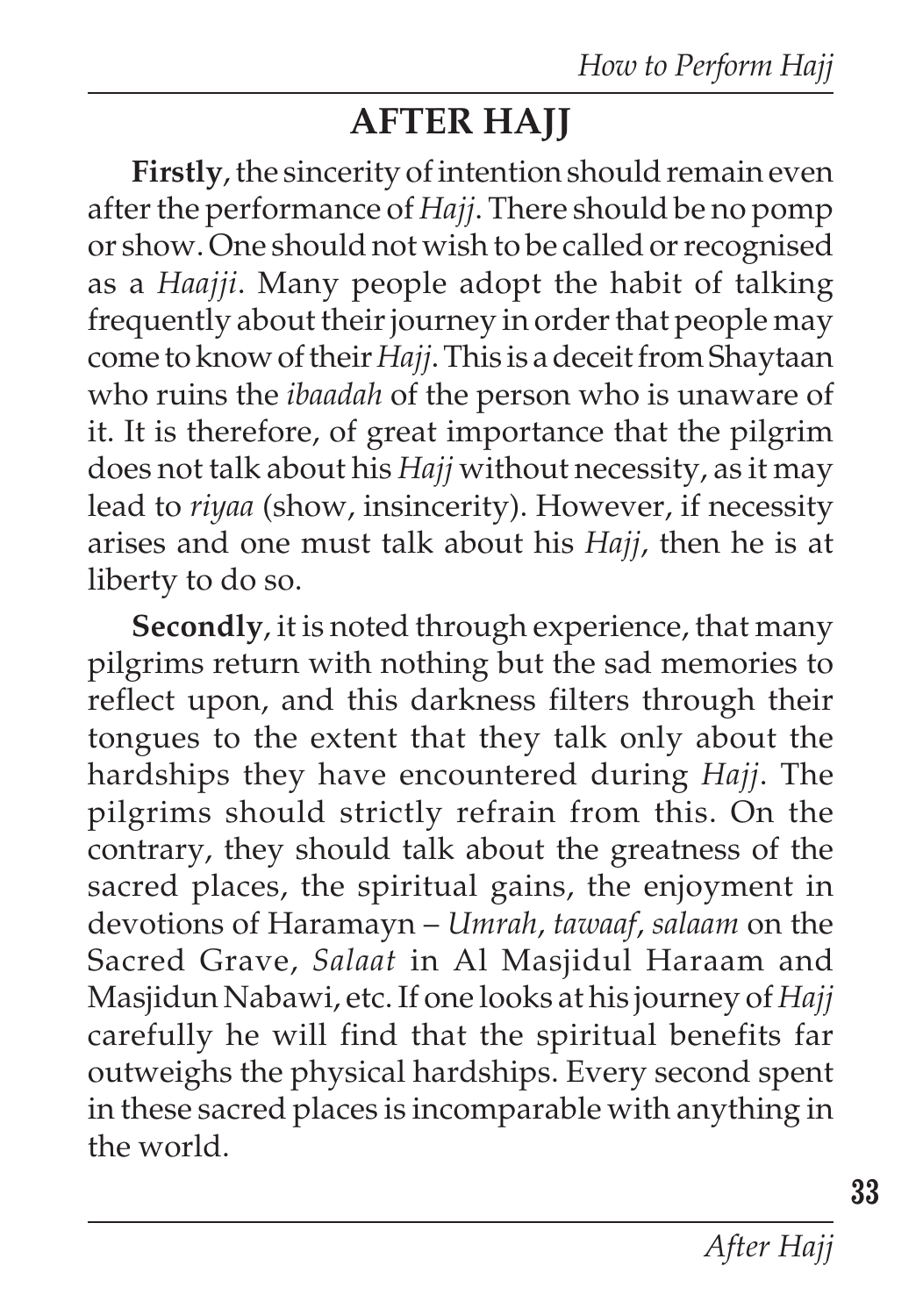## AFTER HAJJ

**Firstly**, the sincerity of intention should remain even after the performance of *Hajj*. There should be no pomp or show. One should not wish to be called or recognised as a *Haajji*. Many people adopt the habit of talking frequently about their journey in order that people may come to know of their *Hajj*. This is a deceit from Shaytaan who ruins the *ibaadah* of the person who is unaware of it. It is therefore, of great importance that the pilgrim does not talk about his *Hajj* without necessity, as it may lead to *riyaa* (show, insincerity). However, if necessity arises and one must talk about his *Hajj*, then he is at liberty to do so.

**Secondly**, it is noted through experience, that many pilgrims return with nothing but the sad memories to reflect upon, and this darkness filters through their tongues to the extent that they talk only about the hardships they have encountered during *Hajj*. The pilgrims should strictly refrain from this. On the contrary, they should talk about the greatness of the sacred places, the spiritual gains, the enjoyment in devotions of Haramayn – *Umrah*, *tawaaf*, *salaam* on the Sacred Grave, *Salaat* in Al Masjidul Haraam and Masjidun Nabawi, etc. If one looks at his journey of *Hajj* carefully he will find that the spiritual benefits far outweighs the physical hardships. Every second spent in these sacred places is incomparable with anything in the world.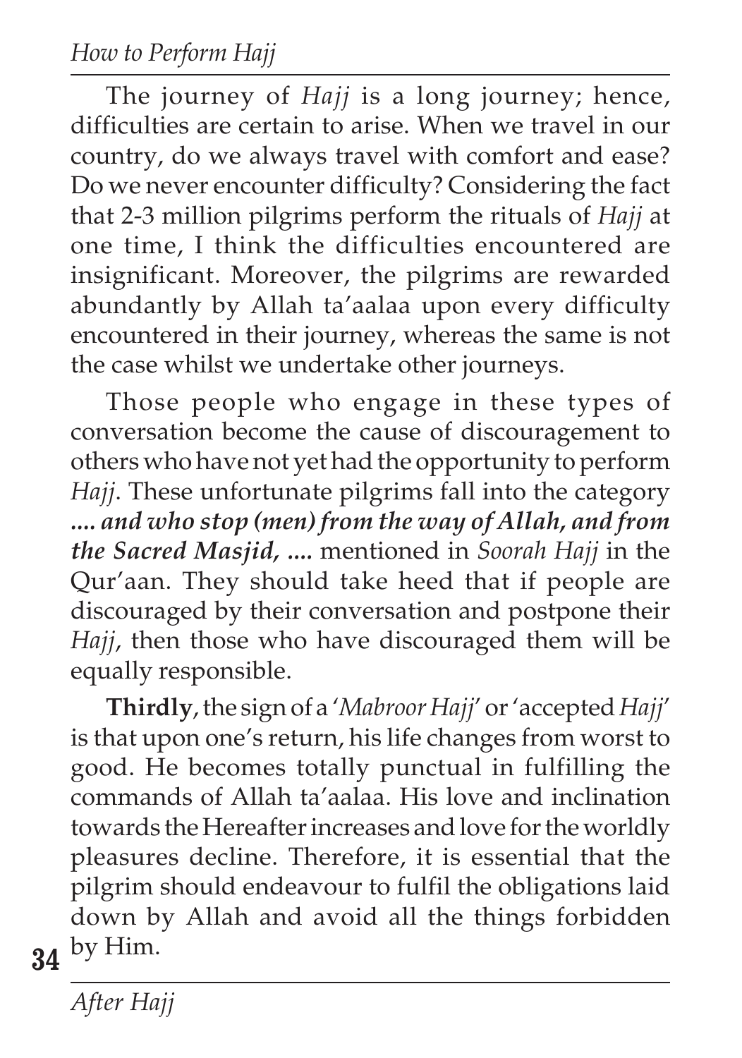The journey of *Hajj* is a long journey; hence, difficulties are certain to arise. When we travel in our country, do we always travel with comfort and ease? Do we never encounter difficulty? Considering the fact that 2-3 million pilgrims perform the rituals of *Hajj* at one time, I think the difficulties encountered are insignificant. Moreover, the pilgrims are rewarded abundantly by Allah ta'aalaa upon every difficulty encountered in their journey, whereas the same is not the case whilst we undertake other journeys.

Those people who engage in these types of conversation become the cause of discouragement to others who have not yet had the opportunity to perform *Hajj*. These unfortunate pilgrims fall into the category ***.... and who stop (men) from the way of Allah, and from the Sacred Masjid, ....*** mentioned in *Soorah Hajj* in the Qur'aan. They should take heed that if people are discouraged by their conversation and postpone their *Hajj*, then those who have discouraged them will be equally responsible.

**Thirdly**, the sign of a '*Mabroor Hajj*' or 'accepted *Hajj*' is that upon one's return, his life changes from worst to good. He becomes totally punctual in fulfilling the commands of Allah ta'aalaa. His love and inclination towards the Hereafter increases and love for the worldly pleasures decline. Therefore, it is essential that the pilgrim should endeavour to fulfil the obligations laid down by Allah and avoid all the things forbidden by Him.